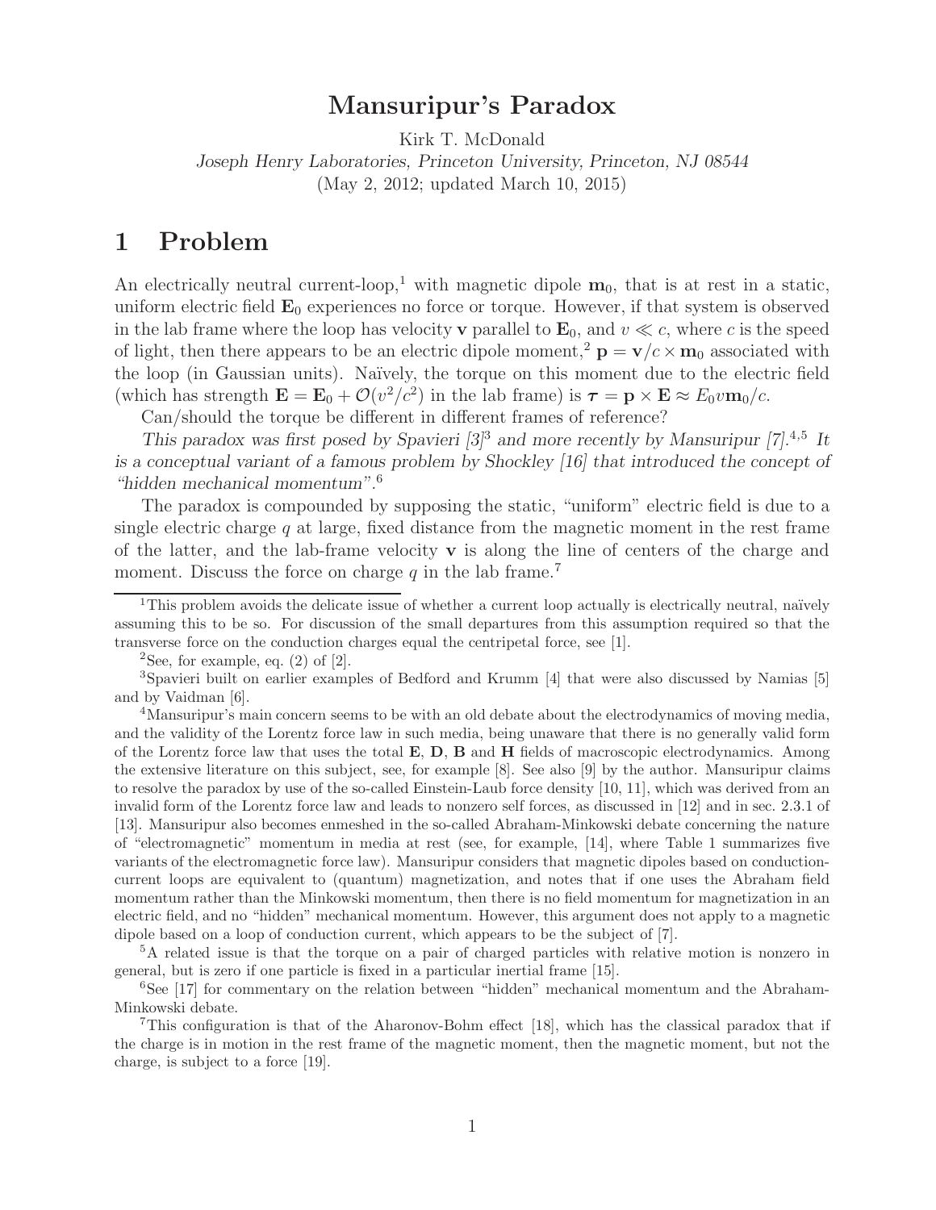# Mansuripur's Paradox

Kirk T. McDonald

*Joseph Henry Laboratories, Princeton University, Princeton, NJ 08544*

(May 2, 2012; updated March 10, 2015)

## 1 Problem

An electrically neutral current-loop,[1] with magnetic dipole $\mathbf{m}_0$, that is at rest in a static, uniform electric field $\mathbf{E}_0$ experiences no force or torque. However, if that system is observed in the lab frame where the loop has velocity $\mathbf{v}$ parallel to $\mathbf{E}_0$, and $v \ll c$, where $c$ is the speed of light, then there appears to be an electric dipole moment,[2] $\mathbf{p} = \mathbf{v}/c \times \mathbf{m}_0$ associated with the loop (in Gaussian units). Naïvely, the torque on this moment due to the electric field (which has strength $\mathbf{E} = \mathbf{E}_0 + \mathcal{O}(v^2/c^2)$ in the lab frame) is $\boldsymbol{\tau} = \mathbf{p} \times \mathbf{E} \approx E_0 v \mathbf{m}_0/c$.

Can/should the torque be different in different frames of reference?

*This paradox was first posed by Spavieri [3][3] and more recently by Mansuripur [7].[4,5] It is a conceptual variant of a famous problem by Shockley [16] that introduced the concept of "hidden mechanical momentum".[6]*

The paradox is compounded by supposing the static, "uniform" electric field is due to a single electric charge $q$ at large, fixed distance from the magnetic moment in the rest frame of the latter, and the lab-frame velocity $\mathbf{v}$ is along the line of centers of the charge and moment. Discuss the force on charge $q$ in the lab frame.[7]

---

[1] This problem avoids the delicate issue of whether a current loop actually is electrically neutral, naïvely assuming this to be so. For discussion of the small departures from this assumption required so that the transverse force on the conduction charges equal the centripetal force, see [1].

[2] See, for example, eq. (2) of [2].

[3] Spavieri built on earlier examples of Bedford and Krumm [4] that were also discussed by Namias [5] and by Vaidman [6].

[4] Mansuripur's main concern seems to be with an old debate about the electrodynamics of moving media, and the validity of the Lorentz force law in such media, being unaware that there is no generally valid form of the Lorentz force law that uses the total **E**, **D**, **B** and **H** fields of macroscopic electrodynamics. Among the extensive literature on this subject, see, for example [8]. See also [9] by the author. Mansuripur claims to resolve the paradox by use of the so-called Einstein-Laub force density [10, 11], which was derived from an invalid form of the Lorentz force law and leads to nonzero self forces, as discussed in [12] and in sec. 2.3.1 of [13]. Mansuripur also becomes enmeshed in the so-called Abraham-Minkowski debate concerning the nature of "electromagnetic" momentum in media at rest (see, for example, [14], where Table 1 summarizes five variants of the electromagnetic force law). Mansuripur considers that magnetic dipoles based on conduction-current loops are equivalent to (quantum) magnetization, and notes that if one uses the Abraham field momentum rather than the Minkowski momentum, then there is no field momentum for magnetization in an electric field, and no "hidden" mechanical momentum. However, this argument does not apply to a magnetic dipole based on a loop of conduction current, which appears to be the subject of [7].

[5] A related issue is that the torque on a pair of charged particles with relative motion is nonzero in general, but is zero if one particle is fixed in a particular inertial frame [15].

[6] See [17] for commentary on the relation between "hidden" mechanical momentum and the Abraham-Minkowski debate.

[7] This configuration is that of the Aharonov-Bohm effect [18], which has the classical paradox that if the charge is in motion in the rest frame of the magnetic moment, then the magnetic moment, but not the charge, is subject to a force [19].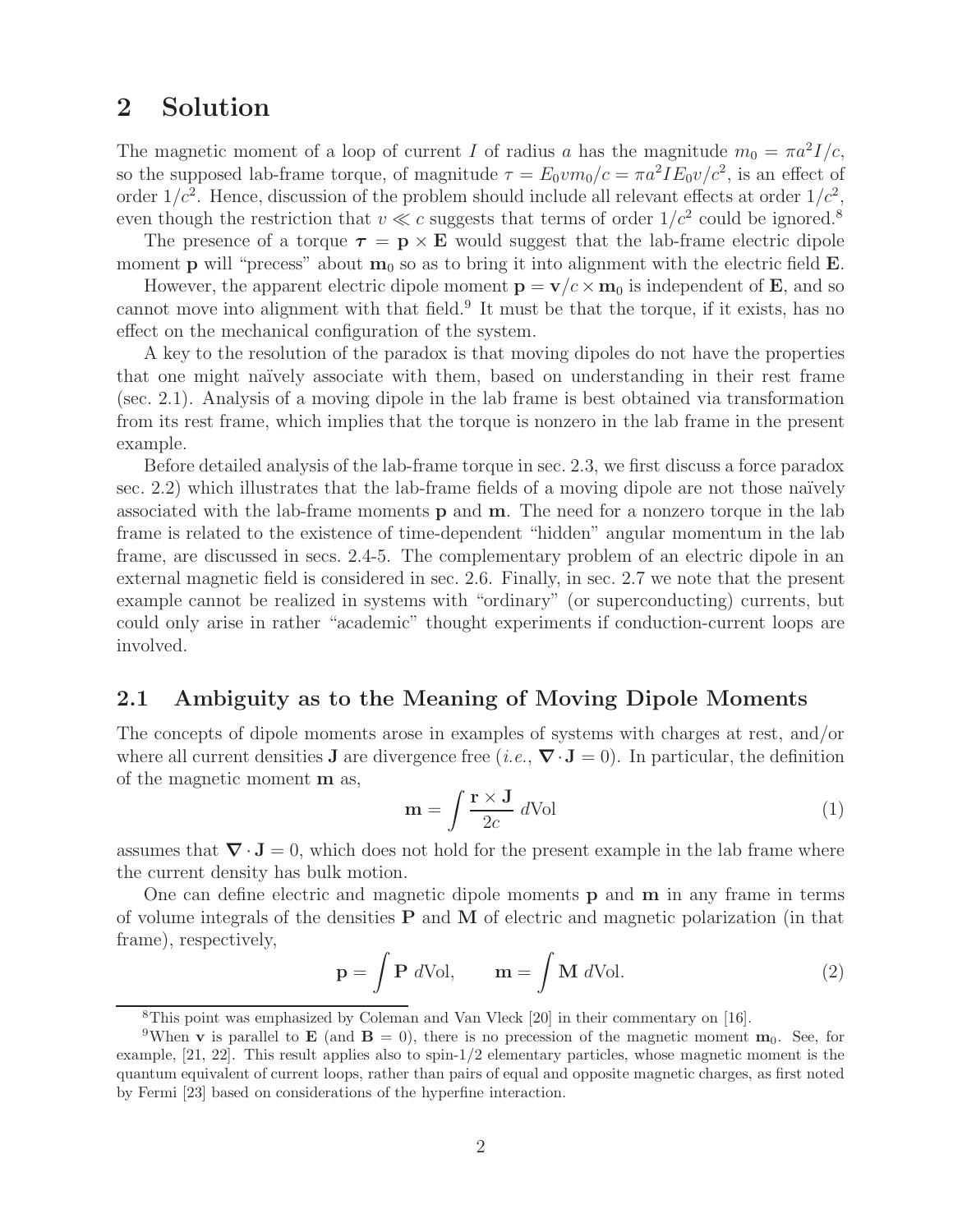## 2 Solution

The magnetic moment of a loop of current $I$ of radius $a$ has the magnitude $m_0 = \pi a^2 I/c$, so the supposed lab-frame torque, of magnitude $\tau = E_0 v m_0/c = \pi a^2 I E_0 v/c^2$, is an effect of order $1/c^2$. Hence, discussion of the problem should include all relevant effects at order $1/c^2$, even though the restriction that $v \ll c$ suggests that terms of order $1/c^2$ could be ignored.[8]

The presence of a torque $\boldsymbol{\tau} = \mathbf{p} \times \mathbf{E}$ would suggest that the lab-frame electric dipole moment $\mathbf{p}$ will "precess" about $\mathbf{m}_0$ so as to bring it into alignment with the electric field $\mathbf{E}$.

However, the apparent electric dipole moment $\mathbf{p} = \mathbf{v}/c \times \mathbf{m}_0$ is independent of $\mathbf{E}$, and so cannot move into alignment with that field.[9] It must be that the torque, if it exists, has no effect on the mechanical configuration of the system.

A key to the resolution of the paradox is that moving dipoles do not have the properties that one might naïvely associate with them, based on understanding in their rest frame (sec. 2.1). Analysis of a moving dipole in the lab frame is best obtained via transformation from its rest frame, which implies that the torque is nonzero in the lab frame in the present example.

Before detailed analysis of the lab-frame torque in sec. 2.3, we first discuss a force paradox sec. 2.2) which illustrates that the lab-frame fields of a moving dipole are not those naïvely associated with the lab-frame moments $\mathbf{p}$ and $\mathbf{m}$. The need for a nonzero torque in the lab frame is related to the existence of time-dependent "hidden" angular momentum in the lab frame, are discussed in secs. 2.4-5. The complementary problem of an electric dipole in an external magnetic field is considered in sec. 2.6. Finally, in sec. 2.7 we note that the present example cannot be realized in systems with "ordinary" (or superconducting) currents, but could only arise in rather "academic" thought experiments if conduction-current loops are involved.

### 2.1 Ambiguity as to the Meaning of Moving Dipole Moments

The concepts of dipole moments arose in examples of systems with charges at rest, and/or where all current densities $\mathbf{J}$ are divergence free (*i.e.*, $\boldsymbol{\nabla} \cdot \mathbf{J} = 0$). In particular, the definition of the magnetic moment $\mathbf{m}$ as,

$$\mathbf{m} = \int \frac{\mathbf{r} \times \mathbf{J}}{2c} \, d\text{Vol} \tag{1}$$

assumes that $\boldsymbol{\nabla} \cdot \mathbf{J} = 0$, which does not hold for the present example in the lab frame where the current density has bulk motion.

One can define electric and magnetic dipole moments $\mathbf{p}$ and $\mathbf{m}$ in any frame in terms of volume integrals of the densities $\mathbf{P}$ and $\mathbf{M}$ of electric and magnetic polarization (in that frame), respectively,

$$\mathbf{p} = \int \mathbf{P} \, d\text{Vol}, \qquad \mathbf{m} = \int \mathbf{M} \, d\text{Vol}. \tag{2}$$

---

[8] This point was emphasized by Coleman and Van Vleck [20] in their commentary on [16].

[9] When $\mathbf{v}$ is parallel to $\mathbf{E}$ (and $\mathbf{B} = 0$), there is no precession of the magnetic moment $\mathbf{m}_0$. See, for example, [21, 22]. This result applies also to spin-1/2 elementary particles, whose magnetic moment is the quantum equivalent of current loops, rather than pairs of equal and opposite magnetic charges, as first noted by Fermi [23] based on considerations of the hyperfine interaction.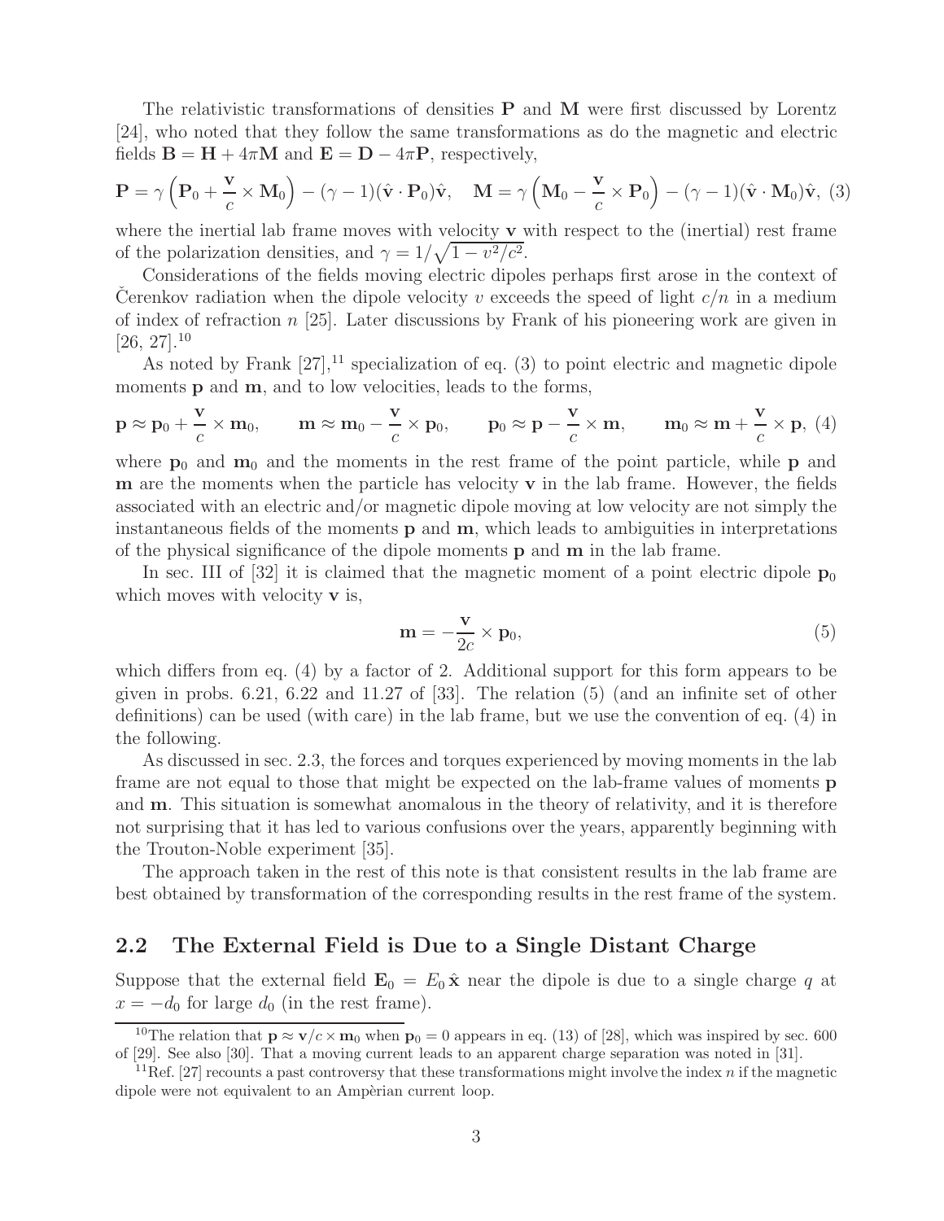The relativistic transformations of densities $\mathbf{P}$ and $\mathbf{M}$ were first discussed by Lorentz [24], who noted that they follow the same transformations as do the magnetic and electric fields $\mathbf{B} = \mathbf{H} + 4\pi\mathbf{M}$ and $\mathbf{E} = \mathbf{D} - 4\pi\mathbf{P}$, respectively,

$$\mathbf{P} = \gamma\left(\mathbf{P}_0 + \frac{\mathbf{v}}{c} \times \mathbf{M}_0\right) - (\gamma - 1)(\hat{\mathbf{v}} \cdot \mathbf{P}_0)\hat{\mathbf{v}}, \quad \mathbf{M} = \gamma\left(\mathbf{M}_0 - \frac{\mathbf{v}}{c} \times \mathbf{P}_0\right) - (\gamma - 1)(\hat{\mathbf{v}} \cdot \mathbf{M}_0)\hat{\mathbf{v}}, \tag{3}$$

where the inertial lab frame moves with velocity $\mathbf{v}$ with respect to the (inertial) rest frame of the polarization densities, and $\gamma = 1/\sqrt{1 - v^2/c^2}$.

Considerations of the fields moving electric dipoles perhaps first arose in the context of Čerenkov radiation when the dipole velocity $v$ exceeds the speed of light $c/n$ in a medium of index of refraction $n$ [25]. Later discussions by Frank of his pioneering work are given in [26, 27].[10]

As noted by Frank [27],[11] specialization of eq. (3) to point electric and magnetic dipole moments $\mathbf{p}$ and $\mathbf{m}$, and to low velocities, leads to the forms,

$$\mathbf{p} \approx \mathbf{p}_0 + \frac{\mathbf{v}}{c} \times \mathbf{m}_0, \qquad \mathbf{m} \approx \mathbf{m}_0 - \frac{\mathbf{v}}{c} \times \mathbf{p}_0, \qquad \mathbf{p}_0 \approx \mathbf{p} - \frac{\mathbf{v}}{c} \times \mathbf{m}, \qquad \mathbf{m}_0 \approx \mathbf{m} + \frac{\mathbf{v}}{c} \times \mathbf{p}, \tag{4}$$

where $\mathbf{p}_0$ and $\mathbf{m}_0$ and the moments in the rest frame of the point particle, while $\mathbf{p}$ and $\mathbf{m}$ are the moments when the particle has velocity $\mathbf{v}$ in the lab frame. However, the fields associated with an electric and/or magnetic dipole moving at low velocity are not simply the instantaneous fields of the moments $\mathbf{p}$ and $\mathbf{m}$, which leads to ambiguities in interpretations of the physical significance of the dipole moments $\mathbf{p}$ and $\mathbf{m}$ in the lab frame.

In sec. III of [32] it is claimed that the magnetic moment of a point electric dipole $\mathbf{p}_0$ which moves with velocity $\mathbf{v}$ is,

$$\mathbf{m} = -\frac{\mathbf{v}}{2c} \times \mathbf{p}_0, \tag{5}$$

which differs from eq. (4) by a factor of 2. Additional support for this form appears to be given in probs. 6.21, 6.22 and 11.27 of [33]. The relation (5) (and an infinite set of other definitions) can be used (with care) in the lab frame, but we use the convention of eq. (4) in the following.

As discussed in sec. 2.3, the forces and torques experienced by moving moments in the lab frame are not equal to those that might be expected on the lab-frame values of moments $\mathbf{p}$ and $\mathbf{m}$. This situation is somewhat anomalous in the theory of relativity, and it is therefore not surprising that it has led to various confusions over the years, apparently beginning with the Trouton-Noble experiment [35].

The approach taken in the rest of this note is that consistent results in the lab frame are best obtained by transformation of the corresponding results in the rest frame of the system.

## 2.2 The External Field is Due to a Single Distant Charge

Suppose that the external field $\mathbf{E}_0 = E_0\,\hat{\mathbf{x}}$ near the dipole is due to a single charge $q$ at $x = -d_0$ for large $d_0$ (in the rest frame).

---

[10] The relation that $\mathbf{p} \approx \mathbf{v}/c \times \mathbf{m}_0$ when $\mathbf{p}_0 = 0$ appears in eq. (13) of [28], which was inspired by sec. 600 of [29]. See also [30]. That a moving current leads to an apparent charge separation was noted in [31].

[11] Ref. [27] recounts a past controversy that these transformations might involve the index $n$ if the magnetic dipole were not equivalent to an Ampèrian current loop.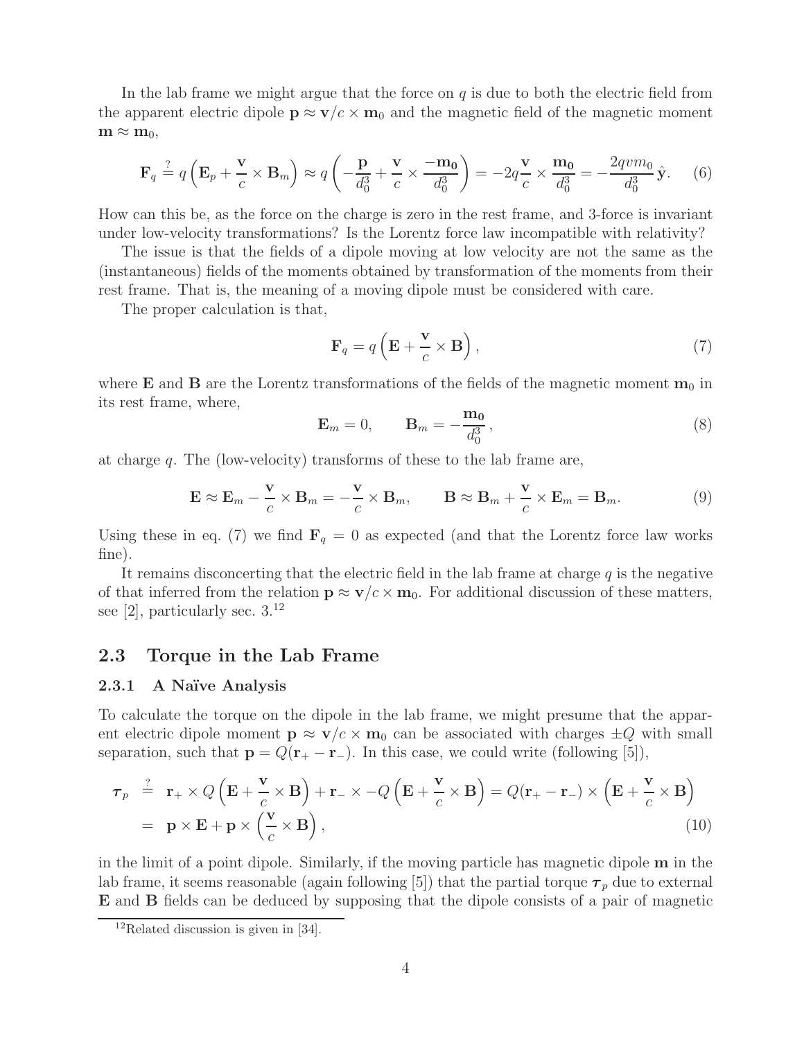In the lab frame we might argue that the force on $q$ is due to both the electric field from the apparent electric dipole $\mathbf{p} \approx \mathbf{v}/c \times \mathbf{m}_0$ and the magnetic field of the magnetic moment $\mathbf{m} \approx \mathbf{m}_0$,

$$\mathbf{F}_q \stackrel{?}{=} q\left(\mathbf{E}_p + \frac{\mathbf{v}}{c} \times \mathbf{B}_m\right) \approx q\left(-\frac{\mathbf{p}}{d_0^3} + \frac{\mathbf{v}}{c} \times \frac{-\mathbf{m_0}}{d_0^3}\right) = -2q\frac{\mathbf{v}}{c} \times \frac{\mathbf{m_0}}{d_0^3} = -\frac{2qvm_0}{d_0^3}\,\hat{\mathbf{y}}. \tag{6}$$

How can this be, as the force on the charge is zero in the rest frame, and 3-force is invariant under low-velocity transformations? Is the Lorentz force law incompatible with relativity?

The issue is that the fields of a dipole moving at low velocity are not the same as the (instantaneous) fields of the moments obtained by transformation of the moments from their rest frame. That is, the meaning of a moving dipole must be considered with care.

The proper calculation is that,

$$\mathbf{F}_q = q\left(\mathbf{E} + \frac{\mathbf{v}}{c} \times \mathbf{B}\right), \tag{7}$$

where $\mathbf{E}$ and $\mathbf{B}$ are the Lorentz transformations of the fields of the magnetic moment $\mathbf{m}_0$ in its rest frame, where,

$$\mathbf{E}_m = 0, \qquad \mathbf{B}_m = -\frac{\mathbf{m_0}}{d_0^3}, \tag{8}$$

at charge $q$. The (low-velocity) transforms of these to the lab frame are,

$$\mathbf{E} \approx \mathbf{E}_m - \frac{\mathbf{v}}{c} \times \mathbf{B}_m = -\frac{\mathbf{v}}{c} \times \mathbf{B}_m, \qquad \mathbf{B} \approx \mathbf{B}_m + \frac{\mathbf{v}}{c} \times \mathbf{E}_m = \mathbf{B}_m. \tag{9}$$

Using these in eq. (7) we find $\mathbf{F}_q = 0$ as expected (and that the Lorentz force law works fine).

It remains disconcerting that the electric field in the lab frame at charge $q$ is the negative of that inferred from the relation $\mathbf{p} \approx \mathbf{v}/c \times \mathbf{m}_0$. For additional discussion of these matters, see [2], particularly sec. 3.[12]

## 2.3 Torque in the Lab Frame

### 2.3.1 A Naïve Analysis

To calculate the torque on the dipole in the lab frame, we might presume that the apparent electric dipole moment $\mathbf{p} \approx \mathbf{v}/c \times \mathbf{m}_0$ can be associated with charges $\pm Q$ with small separation, such that $\mathbf{p} = Q(\mathbf{r}_+ - \mathbf{r}_-)$. In this case, we could write (following [5]),

$$\begin{aligned}
\boldsymbol{\tau}_p &\stackrel{?}{=} \mathbf{r}_+ \times Q\left(\mathbf{E} + \frac{\mathbf{v}}{c} \times \mathbf{B}\right) + \mathbf{r}_- \times -Q\left(\mathbf{E} + \frac{\mathbf{v}}{c} \times \mathbf{B}\right) = Q(\mathbf{r}_+ - \mathbf{r}_-) \times \left(\mathbf{E} + \frac{\mathbf{v}}{c} \times \mathbf{B}\right) \\
&= \mathbf{p} \times \mathbf{E} + \mathbf{p} \times \left(\frac{\mathbf{v}}{c} \times \mathbf{B}\right),
\end{aligned} \tag{10}$$

in the limit of a point dipole. Similarly, if the moving particle has magnetic dipole $\mathbf{m}$ in the lab frame, it seems reasonable (again following [5]) that the partial torque $\boldsymbol{\tau}_p$ due to external $\mathbf{E}$ and $\mathbf{B}$ fields can be deduced by supposing that the dipole consists of a pair of magnetic

[12] Related discussion is given in [34].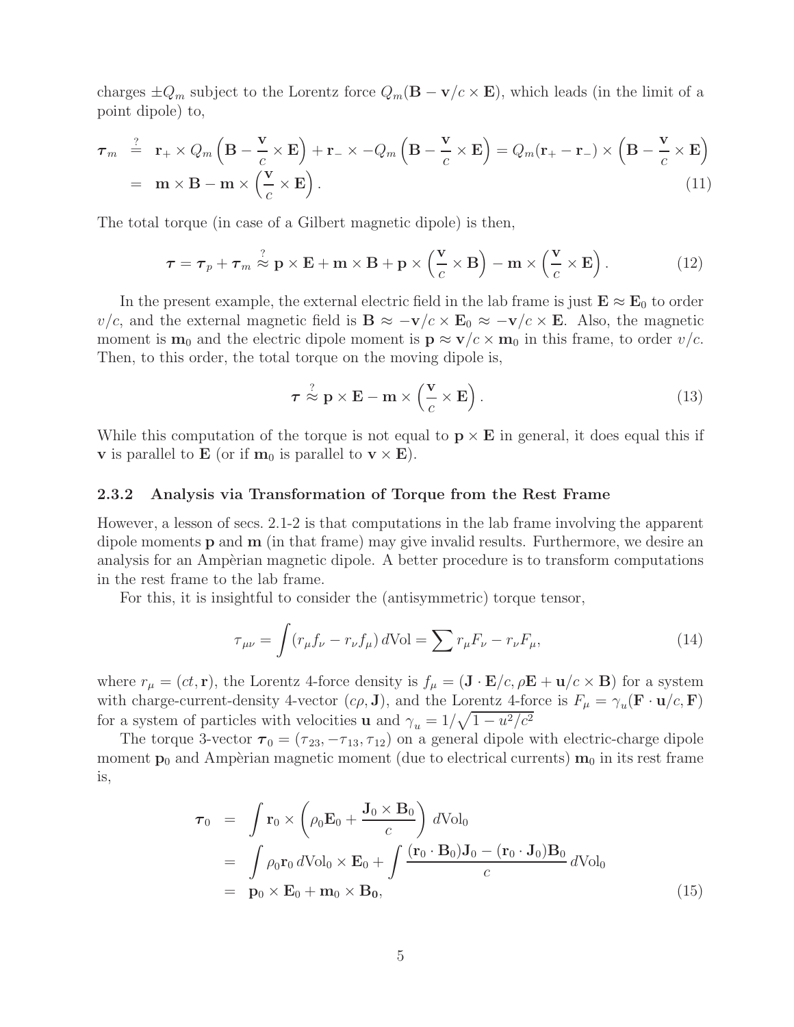charges $\pm Q_m$ subject to the Lorentz force $Q_m(\mathbf{B} - \mathbf{v}/c \times \mathbf{E})$, which leads (in the limit of a point dipole) to,

$$\begin{aligned}
\boldsymbol{\tau}_m &\overset{?}{=} \mathbf{r}_+ \times Q_m\left(\mathbf{B} - \frac{\mathbf{v}}{c} \times \mathbf{E}\right) + \mathbf{r}_- \times -Q_m\left(\mathbf{B} - \frac{\mathbf{v}}{c} \times \mathbf{E}\right) = Q_m(\mathbf{r}_+ - \mathbf{r}_-) \times \left(\mathbf{B} - \frac{\mathbf{v}}{c} \times \mathbf{E}\right) \\
&= \mathbf{m} \times \mathbf{B} - \mathbf{m} \times \left(\frac{\mathbf{v}}{c} \times \mathbf{E}\right). \qquad (11)
\end{aligned}$$

The total torque (in case of a Gilbert magnetic dipole) is then,

$$\boldsymbol{\tau} = \boldsymbol{\tau}_p + \boldsymbol{\tau}_m \overset{?}{\approx} \mathbf{p} \times \mathbf{E} + \mathbf{m} \times \mathbf{B} + \mathbf{p} \times \left(\frac{\mathbf{v}}{c} \times \mathbf{B}\right) - \mathbf{m} \times \left(\frac{\mathbf{v}}{c} \times \mathbf{E}\right). \qquad (12)$$

In the present example, the external electric field in the lab frame is just $\mathbf{E} \approx \mathbf{E}_0$ to order $v/c$, and the external magnetic field is $\mathbf{B} \approx -\mathbf{v}/c \times \mathbf{E}_0 \approx -\mathbf{v}/c \times \mathbf{E}$. Also, the magnetic moment is $\mathbf{m}_0$ and the electric dipole moment is $\mathbf{p} \approx \mathbf{v}/c \times \mathbf{m}_0$ in this frame, to order $v/c$. Then, to this order, the total torque on the moving dipole is,

$$\boldsymbol{\tau} \overset{?}{\approx} \mathbf{p} \times \mathbf{E} - \mathbf{m} \times \left(\frac{\mathbf{v}}{c} \times \mathbf{E}\right). \qquad (13)$$

While this computation of the torque is not equal to $\mathbf{p} \times \mathbf{E}$ in general, it does equal this if $\mathbf{v}$ is parallel to $\mathbf{E}$ (or if $\mathbf{m}_0$ is parallel to $\mathbf{v} \times \mathbf{E}$).

### 2.3.2 Analysis via Transformation of Torque from the Rest Frame

However, a lesson of secs. 2.1-2 is that computations in the lab frame involving the apparent dipole moments $\mathbf{p}$ and $\mathbf{m}$ (in that frame) may give invalid results. Furthermore, we desire an analysis for an Ampèrian magnetic dipole. A better procedure is to transform computations in the rest frame to the lab frame.

For this, it is insightful to consider the (antisymmetric) torque tensor,

$$\tau_{\mu\nu} = \int (r_\mu f_\nu - r_\nu f_\mu)\, d\text{Vol} = \sum r_\mu F_\nu - r_\nu F_\mu, \qquad (14)$$

where $r_\mu = (ct, \mathbf{r})$, the Lorentz 4-force density is $f_\mu = (\mathbf{J} \cdot \mathbf{E}/c, \rho\mathbf{E} + \mathbf{u}/c \times \mathbf{B})$ for a system with charge-current-density 4-vector $(c\rho, \mathbf{J})$, and the Lorentz 4-force is $F_\mu = \gamma_u(\mathbf{F} \cdot \mathbf{u}/c, \mathbf{F})$ for a system of particles with velocities $\mathbf{u}$ and $\gamma_u = 1/\sqrt{1 - u^2/c^2}$

The torque 3-vector $\boldsymbol{\tau}_0 = (\tau_{23}, -\tau_{13}, \tau_{12})$ on a general dipole with electric-charge dipole moment $\mathbf{p}_0$ and Ampèrian magnetic moment (due to electrical currents) $\mathbf{m}_0$ in its rest frame is,

$$\begin{aligned}
\boldsymbol{\tau}_0 &= \int \mathbf{r}_0 \times \left(\rho_0 \mathbf{E}_0 + \frac{\mathbf{J}_0 \times \mathbf{B}_0}{c}\right) d\text{Vol}_0 \\
&= \int \rho_0 \mathbf{r}_0 \, d\text{Vol}_0 \times \mathbf{E}_0 + \int \frac{(\mathbf{r}_0 \cdot \mathbf{B}_0)\mathbf{J}_0 - (\mathbf{r}_0 \cdot \mathbf{J}_0)\mathbf{B}_0}{c}\, d\text{Vol}_0 \\
&= \mathbf{p}_0 \times \mathbf{E}_0 + \mathbf{m}_0 \times \mathbf{B}_0, \qquad (15)
\end{aligned}$$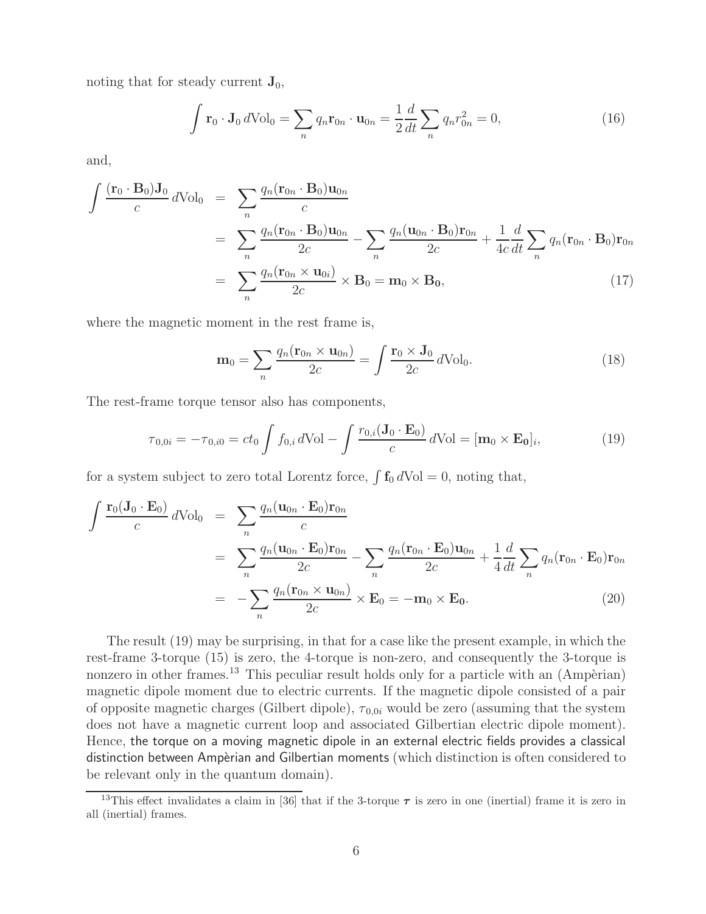noting that for steady current $\mathbf{J}_0$,

$$
\int \mathbf{r}_0 \cdot \mathbf{J}_0 \, d\mathrm{Vol}_0 = \sum_n q_n \mathbf{r}_{0n} \cdot \mathbf{u}_{0n} = \frac{1}{2}\frac{d}{dt}\sum_n q_n r_{0n}^2 = 0, \tag{16}
$$

and,

$$
\begin{aligned}
\int \frac{(\mathbf{r}_0 \cdot \mathbf{B}_0)\mathbf{J}_0}{c} \, d\mathrm{Vol}_0 &= \sum_n \frac{q_n(\mathbf{r}_{0n} \cdot \mathbf{B}_0)\mathbf{u}_{0n}}{c} \\
&= \sum_n \frac{q_n(\mathbf{r}_{0n} \cdot \mathbf{B}_0)\mathbf{u}_{0n}}{2c} - \sum_n \frac{q_n(\mathbf{u}_{0n} \cdot \mathbf{B}_0)\mathbf{r}_{0n}}{2c} + \frac{1}{4c}\frac{d}{dt}\sum_n q_n(\mathbf{r}_{0n} \cdot \mathbf{B}_0)\mathbf{r}_{0n} \\
&= \sum_n \frac{q_n(\mathbf{r}_{0n} \times \mathbf{u}_{0i})}{2c} \times \mathbf{B}_0 = \mathbf{m}_0 \times \mathbf{B_0},
\end{aligned} \tag{17}
$$

where the magnetic moment in the rest frame is,

$$
\mathbf{m}_0 = \sum_n \frac{q_n(\mathbf{r}_{0n} \times \mathbf{u}_{0n})}{2c} = \int \frac{\mathbf{r}_0 \times \mathbf{J}_0}{2c} \, d\mathrm{Vol}_0. \tag{18}
$$

The rest-frame torque tensor also has components,

$$
\tau_{0,0i} = -\tau_{0,i0} = ct_0 \int f_{0,i} \, d\mathrm{Vol} - \int \frac{r_{0,i}(\mathbf{J}_0 \cdot \mathbf{E}_0)}{c} \, d\mathrm{Vol} = [\mathbf{m}_0 \times \mathbf{E_0}]_i, \tag{19}
$$

for a system subject to zero total Lorentz force, $\int \mathbf{f}_0 \, d\mathrm{Vol} = 0$, noting that,

$$
\begin{aligned}
\int \frac{\mathbf{r}_0(\mathbf{J}_0 \cdot \mathbf{E}_0)}{c} \, d\mathrm{Vol}_0 &= \sum_n \frac{q_n(\mathbf{u}_{0n} \cdot \mathbf{E}_0)\mathbf{r}_{0n}}{c} \\
&= \sum_n \frac{q_n(\mathbf{u}_{0n} \cdot \mathbf{E}_0)\mathbf{r}_{0n}}{2c} - \sum_n \frac{q_n(\mathbf{r}_{0n} \cdot \mathbf{E}_0)\mathbf{u}_{0n}}{2c} + \frac{1}{4}\frac{d}{dt}\sum_n q_n(\mathbf{r}_{0n} \cdot \mathbf{E}_0)\mathbf{r}_{0n} \\
&= -\sum_n \frac{q_n(\mathbf{r}_{0n} \times \mathbf{u}_{0n})}{2c} \times \mathbf{E}_0 = -\mathbf{m}_0 \times \mathbf{E_0}.
\end{aligned} \tag{20}
$$

The result (19) may be surprising, in that for a case like the present example, in which the rest-frame 3-torque (15) is zero, the 4-torque is non-zero, and consequently the 3-torque is nonzero in other frames.[13] This peculiar result holds only for a particle with an (Ampèrian) magnetic dipole moment due to electric currents. If the magnetic dipole consisted of a pair of opposite magnetic charges (Gilbert dipole), $\tau_{0,0i}$ would be zero (assuming that the system does not have a magnetic current loop and associated Gilbertian electric dipole moment). Hence, the torque on a moving magnetic dipole in an external electric fields provides a classical distinction between Ampèrian and Gilbertian moments (which distinction is often considered to be relevant only in the quantum domain).

[13]This effect invalidates a claim in [36] that if the 3-torque $\boldsymbol{\tau}$ is zero in one (inertial) frame it is zero in all (inertial) frames.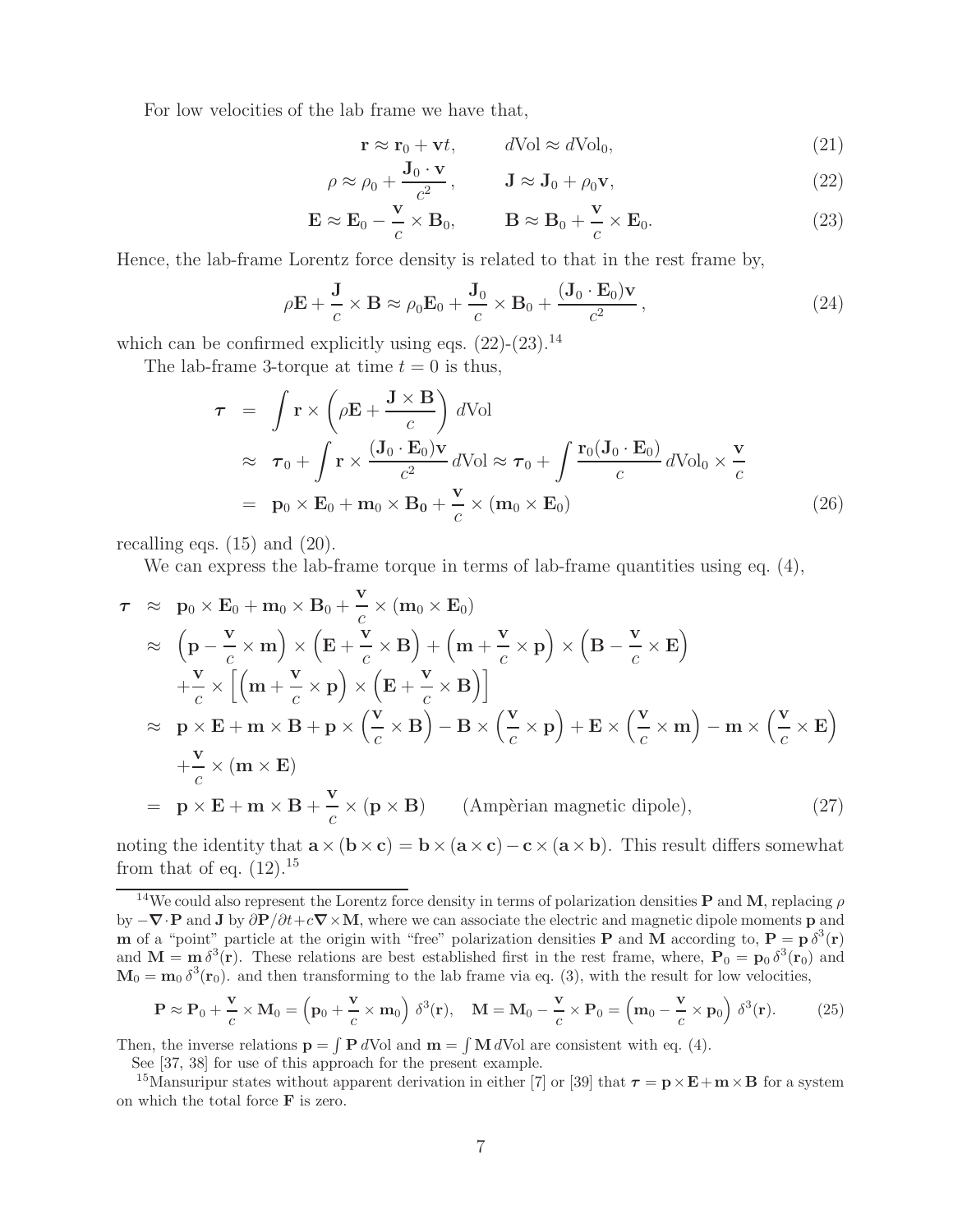For low velocities of the lab frame we have that,

$$\mathbf{r} \approx \mathbf{r}_0 + \mathbf{v}t, \qquad d\text{Vol} \approx d\text{Vol}_0, \tag{21}$$

$$\rho \approx \rho_0 + \frac{\mathbf{J}_0 \cdot \mathbf{v}}{c^2}, \qquad \mathbf{J} \approx \mathbf{J}_0 + \rho_0 \mathbf{v}, \tag{22}$$

$$\mathbf{E} \approx \mathbf{E}_0 - \frac{\mathbf{v}}{c} \times \mathbf{B}_0, \qquad \mathbf{B} \approx \mathbf{B}_0 + \frac{\mathbf{v}}{c} \times \mathbf{E}_0. \tag{23}$$

Hence, the lab-frame Lorentz force density is related to that in the rest frame by,

$$\rho \mathbf{E} + \frac{\mathbf{J}}{c} \times \mathbf{B} \approx \rho_0 \mathbf{E}_0 + \frac{\mathbf{J}_0}{c} \times \mathbf{B}_0 + \frac{(\mathbf{J}_0 \cdot \mathbf{E}_0)\mathbf{v}}{c^2}, \tag{24}$$

which can be confirmed explicitly using eqs. (22)-(23).[14]

The lab-frame 3-torque at time $t = 0$ is thus,

$$\begin{aligned}
\boldsymbol{\tau} &= \int \mathbf{r} \times \left( \rho \mathbf{E} + \frac{\mathbf{J} \times \mathbf{B}}{c} \right) d\text{Vol} \\
&\approx \boldsymbol{\tau}_0 + \int \mathbf{r} \times \frac{(\mathbf{J}_0 \cdot \mathbf{E}_0)\mathbf{v}}{c^2}\, d\text{Vol} \approx \boldsymbol{\tau}_0 + \int \frac{\mathbf{r}_0 (\mathbf{J}_0 \cdot \mathbf{E}_0)}{c}\, d\text{Vol}_0 \times \frac{\mathbf{v}}{c} \\
&= \mathbf{p}_0 \times \mathbf{E}_0 + \mathbf{m}_0 \times \mathbf{B}_0 + \frac{\mathbf{v}}{c} \times (\mathbf{m}_0 \times \mathbf{E}_0)
\end{aligned} \tag{26}$$

recalling eqs. (15) and (20).

We can express the lab-frame torque in terms of lab-frame quantities using eq. (4),

$$\begin{aligned}
\boldsymbol{\tau} &\approx \mathbf{p}_0 \times \mathbf{E}_0 + \mathbf{m}_0 \times \mathbf{B}_0 + \frac{\mathbf{v}}{c} \times (\mathbf{m}_0 \times \mathbf{E}_0) \\
&\approx \left( \mathbf{p} - \frac{\mathbf{v}}{c} \times \mathbf{m} \right) \times \left( \mathbf{E} + \frac{\mathbf{v}}{c} \times \mathbf{B} \right) + \left( \mathbf{m} + \frac{\mathbf{v}}{c} \times \mathbf{p} \right) \times \left( \mathbf{B} - \frac{\mathbf{v}}{c} \times \mathbf{E} \right) \\
&\quad + \frac{\mathbf{v}}{c} \times \left[ \left( \mathbf{m} + \frac{\mathbf{v}}{c} \times \mathbf{p} \right) \times \left( \mathbf{E} + \frac{\mathbf{v}}{c} \times \mathbf{B} \right) \right] \\
&\approx \mathbf{p} \times \mathbf{E} + \mathbf{m} \times \mathbf{B} + \mathbf{p} \times \left( \frac{\mathbf{v}}{c} \times \mathbf{B} \right) - \mathbf{B} \times \left( \frac{\mathbf{v}}{c} \times \mathbf{p} \right) + \mathbf{E} \times \left( \frac{\mathbf{v}}{c} \times \mathbf{m} \right) - \mathbf{m} \times \left( \frac{\mathbf{v}}{c} \times \mathbf{E} \right) \\
&\quad + \frac{\mathbf{v}}{c} \times (\mathbf{m} \times \mathbf{E}) \\
&= \mathbf{p} \times \mathbf{E} + \mathbf{m} \times \mathbf{B} + \frac{\mathbf{v}}{c} \times (\mathbf{p} \times \mathbf{B}) \qquad \text{(Ampèrian magnetic dipole)},
\end{aligned} \tag{27}$$

noting the identity that $\mathbf{a} \times (\mathbf{b} \times \mathbf{c}) = \mathbf{b} \times (\mathbf{a} \times \mathbf{c}) - \mathbf{c} \times (\mathbf{a} \times \mathbf{b})$. This result differs somewhat from that of eq. (12).[15]

---

[14] We could also represent the Lorentz force density in terms of polarization densities $\mathbf{P}$ and $\mathbf{M}$, replacing $\rho$ by $-\boldsymbol{\nabla} \cdot \mathbf{P}$ and $\mathbf{J}$ by $\partial \mathbf{P}/\partial t + c \boldsymbol{\nabla} \times \mathbf{M}$, where we can associate the electric and magnetic dipole moments $\mathbf{p}$ and $\mathbf{m}$ of a "point" particle at the origin with "free" polarization densities $\mathbf{P}$ and $\mathbf{M}$ according to, $\mathbf{P} = \mathbf{p}\, \delta^3(\mathbf{r})$ and $\mathbf{M} = \mathbf{m}\, \delta^3(\mathbf{r})$. These relations are best established first in the rest frame, where, $\mathbf{P}_0 = \mathbf{p}_0\, \delta^3(\mathbf{r}_0)$ and $\mathbf{M}_0 = \mathbf{m}_0\, \delta^3(\mathbf{r}_0)$. and then transforming to the lab frame via eq. (3), with the result for low velocities,

$$\mathbf{P} \approx \mathbf{P}_0 + \frac{\mathbf{v}}{c} \times \mathbf{M}_0 = \left( \mathbf{p}_0 + \frac{\mathbf{v}}{c} \times \mathbf{m}_0 \right) \delta^3(\mathbf{r}), \quad \mathbf{M} = \mathbf{M}_0 - \frac{\mathbf{v}}{c} \times \mathbf{P}_0 = \left( \mathbf{m}_0 - \frac{\mathbf{v}}{c} \times \mathbf{p}_0 \right) \delta^3(\mathbf{r}). \tag{25}$$

Then, the inverse relations $\mathbf{p} = \int \mathbf{P}\, d\text{Vol}$ and $\mathbf{m} = \int \mathbf{M}\, d\text{Vol}$ are consistent with eq. (4).

See [37, 38] for use of this approach for the present example.

[15] Mansuripur states without apparent derivation in either [7] or [39] that $\boldsymbol{\tau} = \mathbf{p} \times \mathbf{E} + \mathbf{m} \times \mathbf{B}$ for a system on which the total force $\mathbf{F}$ is zero.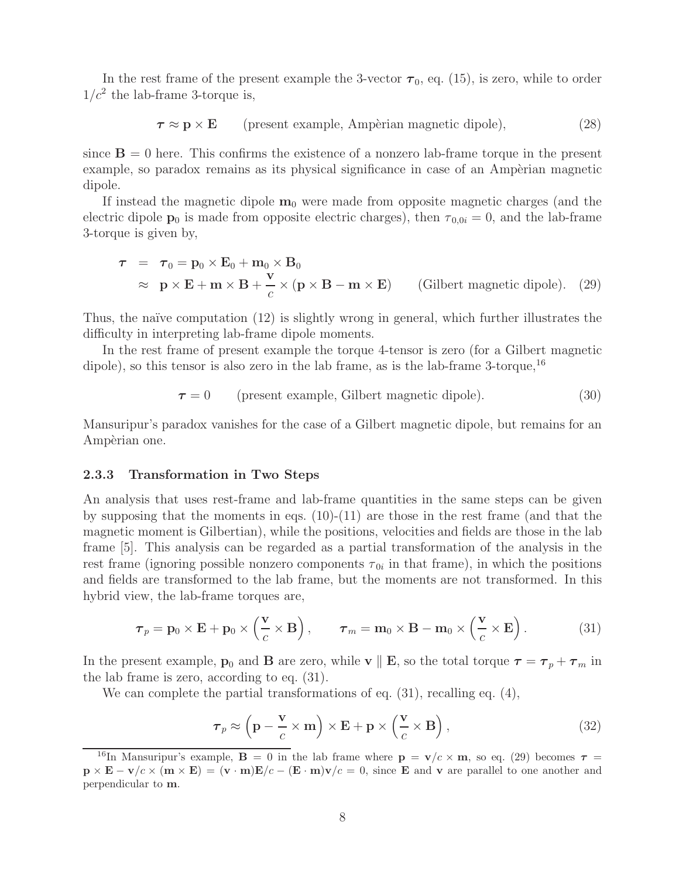In the rest frame of the present example the 3-vector $\boldsymbol{\tau}_0$, eq. (15), is zero, while to order $1/c^2$ the lab-frame 3-torque is,

$$
\boldsymbol{\tau} \approx \mathbf{p} \times \mathbf{E} \qquad \text{(present example, Ampèrian magnetic dipole)}, \tag{28}
$$

since $\mathbf{B} = 0$ here. This confirms the existence of a nonzero lab-frame torque in the present example, so paradox remains as its physical significance in case of an Ampèrian magnetic dipole.

If instead the magnetic dipole $\mathbf{m}_0$ were made from opposite magnetic charges (and the electric dipole $\mathbf{p}_0$ is made from opposite electric charges), then $\tau_{0,0i} = 0$, and the lab-frame 3-torque is given by,

$$
\begin{aligned}
\boldsymbol{\tau} &= \boldsymbol{\tau}_0 = \mathbf{p}_0 \times \mathbf{E}_0 + \mathbf{m}_0 \times \mathbf{B}_0 \\
&\approx \mathbf{p} \times \mathbf{E} + \mathbf{m} \times \mathbf{B} + \frac{\mathbf{v}}{c} \times (\mathbf{p} \times \mathbf{B} - \mathbf{m} \times \mathbf{E}) \qquad \text{(Gilbert magnetic dipole)}.
\end{aligned} \tag{29}
$$

Thus, the naïve computation (12) is slightly wrong in general, which further illustrates the difficulty in interpreting lab-frame dipole moments.

In the rest frame of present example the torque 4-tensor is zero (for a Gilbert magnetic dipole), so this tensor is also zero in the lab frame, as is the lab-frame 3-torque,[16]

$$
\boldsymbol{\tau} = 0 \qquad \text{(present example, Gilbert magnetic dipole)}. \tag{30}
$$

Mansuripur's paradox vanishes for the case of a Gilbert magnetic dipole, but remains for an Ampèrian one.

### 2.3.3 Transformation in Two Steps

An analysis that uses rest-frame and lab-frame quantities in the same steps can be given by supposing that the moments in eqs. (10)-(11) are those in the rest frame (and that the magnetic moment is Gilbertian), while the positions, velocities and fields are those in the lab frame [5]. This analysis can be regarded as a partial transformation of the analysis in the rest frame (ignoring possible nonzero components $\tau_{0i}$ in that frame), in which the positions and fields are transformed to the lab frame, but the moments are not transformed. In this hybrid view, the lab-frame torques are,

$$
\boldsymbol{\tau}_p = \mathbf{p}_0 \times \mathbf{E} + \mathbf{p}_0 \times \left( \frac{\mathbf{v}}{c} \times \mathbf{B} \right), \qquad \boldsymbol{\tau}_m = \mathbf{m}_0 \times \mathbf{B} - \mathbf{m}_0 \times \left( \frac{\mathbf{v}}{c} \times \mathbf{E} \right). \tag{31}
$$

In the present example, $\mathbf{p}_0$ and $\mathbf{B}$ are zero, while $\mathbf{v} \parallel \mathbf{E}$, so the total torque $\boldsymbol{\tau} = \boldsymbol{\tau}_p + \boldsymbol{\tau}_m$ in the lab frame is zero, according to eq. (31).

We can complete the partial transformations of eq. (31), recalling eq. (4),

$$
\boldsymbol{\tau}_p \approx \left( \mathbf{p} - \frac{\mathbf{v}}{c} \times \mathbf{m} \right) \times \mathbf{E} + \mathbf{p} \times \left( \frac{\mathbf{v}}{c} \times \mathbf{B} \right), \tag{32}
$$

[16] In Mansuripur's example, $\mathbf{B} = 0$ in the lab frame where $\mathbf{p} = \mathbf{v}/c \times \mathbf{m}$, so eq. (29) becomes $\boldsymbol{\tau} = \mathbf{p} \times \mathbf{E} - \mathbf{v}/c \times (\mathbf{m} \times \mathbf{E}) = (\mathbf{v} \cdot \mathbf{m})\mathbf{E}/c - (\mathbf{E} \cdot \mathbf{m})\mathbf{v}/c = 0$, since $\mathbf{E}$ and $\mathbf{v}$ are parallel to one another and perpendicular to $\mathbf{m}$.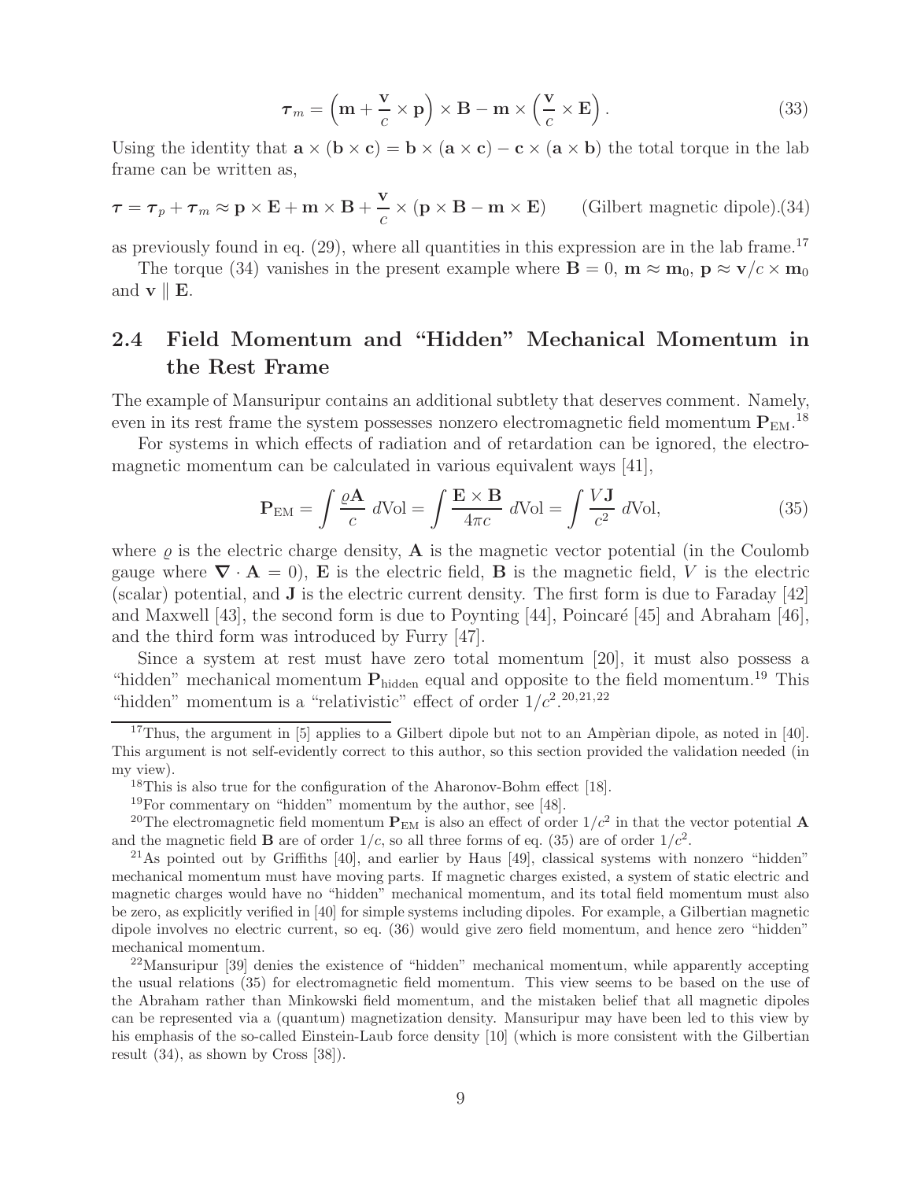$$\boldsymbol{\tau}_m = \left(\mathbf{m} + \frac{\mathbf{v}}{c} \times \mathbf{p}\right) \times \mathbf{B} - \mathbf{m} \times \left(\frac{\mathbf{v}}{c} \times \mathbf{E}\right). \tag{33}$$

Using the identity that $\mathbf{a} \times (\mathbf{b} \times \mathbf{c}) = \mathbf{b} \times (\mathbf{a} \times \mathbf{c}) - \mathbf{c} \times (\mathbf{a} \times \mathbf{b})$ the total torque in the lab frame can be written as,

$$\boldsymbol{\tau} = \boldsymbol{\tau}_p + \boldsymbol{\tau}_m \approx \mathbf{p} \times \mathbf{E} + \mathbf{m} \times \mathbf{B} + \frac{\mathbf{v}}{c} \times (\mathbf{p} \times \mathbf{B} - \mathbf{m} \times \mathbf{E}) \qquad \text{(Gilbert magnetic dipole)}. \tag{34}$$

as previously found in eq. (29), where all quantities in this expression are in the lab frame.[17]

The torque (34) vanishes in the present example where $\mathbf{B} = 0$, $\mathbf{m} \approx \mathbf{m}_0$, $\mathbf{p} \approx \mathbf{v}/c \times \mathbf{m}_0$ and $\mathbf{v} \parallel \mathbf{E}$.

## 2.4 Field Momentum and "Hidden" Mechanical Momentum in the Rest Frame

The example of Mansuripur contains an additional subtlety that deserves comment. Namely, even in its rest frame the system possesses nonzero electromagnetic field momentum $\mathbf{P}_{\text{EM}}$.[18]

For systems in which effects of radiation and of retardation can be ignored, the electromagnetic momentum can be calculated in various equivalent ways [41],

$$\mathbf{P}_{\text{EM}} = \int \frac{\varrho \mathbf{A}}{c}\, d\text{Vol} = \int \frac{\mathbf{E} \times \mathbf{B}}{4\pi c}\, d\text{Vol} = \int \frac{V \mathbf{J}}{c^2}\, d\text{Vol}, \tag{35}$$

where $\varrho$ is the electric charge density, $\mathbf{A}$ is the magnetic vector potential (in the Coulomb gauge where $\boldsymbol{\nabla} \cdot \mathbf{A} = 0$), $\mathbf{E}$ is the electric field, $\mathbf{B}$ is the magnetic field, $V$ is the electric (scalar) potential, and $\mathbf{J}$ is the electric current density. The first form is due to Faraday [42] and Maxwell [43], the second form is due to Poynting [44], Poincaré [45] and Abraham [46], and the third form was introduced by Furry [47].

Since a system at rest must have zero total momentum [20], it must also possess a "hidden" mechanical momentum $\mathbf{P}_{\text{hidden}}$ equal and opposite to the field momentum.[19] This "hidden" momentum is a "relativistic" effect of order $1/c^2$.[20,21,22]

---

[17] Thus, the argument in [5] applies to a Gilbert dipole but not to an Ampèrian dipole, as noted in [40]. This argument is not self-evidently correct to this author, so this section provided the validation needed (in my view).

[18] This is also true for the configuration of the Aharonov-Bohm effect [18].

[19] For commentary on "hidden" momentum by the author, see [48].

[20] The electromagnetic field momentum $\mathbf{P}_{\text{EM}}$ is also an effect of order $1/c^2$ in that the vector potential $\mathbf{A}$ and the magnetic field $\mathbf{B}$ are of order $1/c$, so all three forms of eq. (35) are of order $1/c^2$.

[21] As pointed out by Griffiths [40], and earlier by Haus [49], classical systems with nonzero "hidden" mechanical momentum must have moving parts. If magnetic charges existed, a system of static electric and magnetic charges would have no "hidden" mechanical momentum, and its total field momentum must also be zero, as explicitly verified in [40] for simple systems including dipoles. For example, a Gilbertian magnetic dipole involves no electric current, so eq. (36) would give zero field momentum, and hence zero "hidden" mechanical momentum.

[22] Mansuripur [39] denies the existence of "hidden" mechanical momentum, while apparently accepting the usual relations (35) for electromagnetic field momentum. This view seems to be based on the use of the Abraham rather than Minkowski field momentum, and the mistaken belief that all magnetic dipoles can be represented via a (quantum) magnetization density. Mansuripur may have been led to this view by his emphasis of the so-called Einstein-Laub force density [10] (which is more consistent with the Gilbertian result (34), as shown by Cross [38]).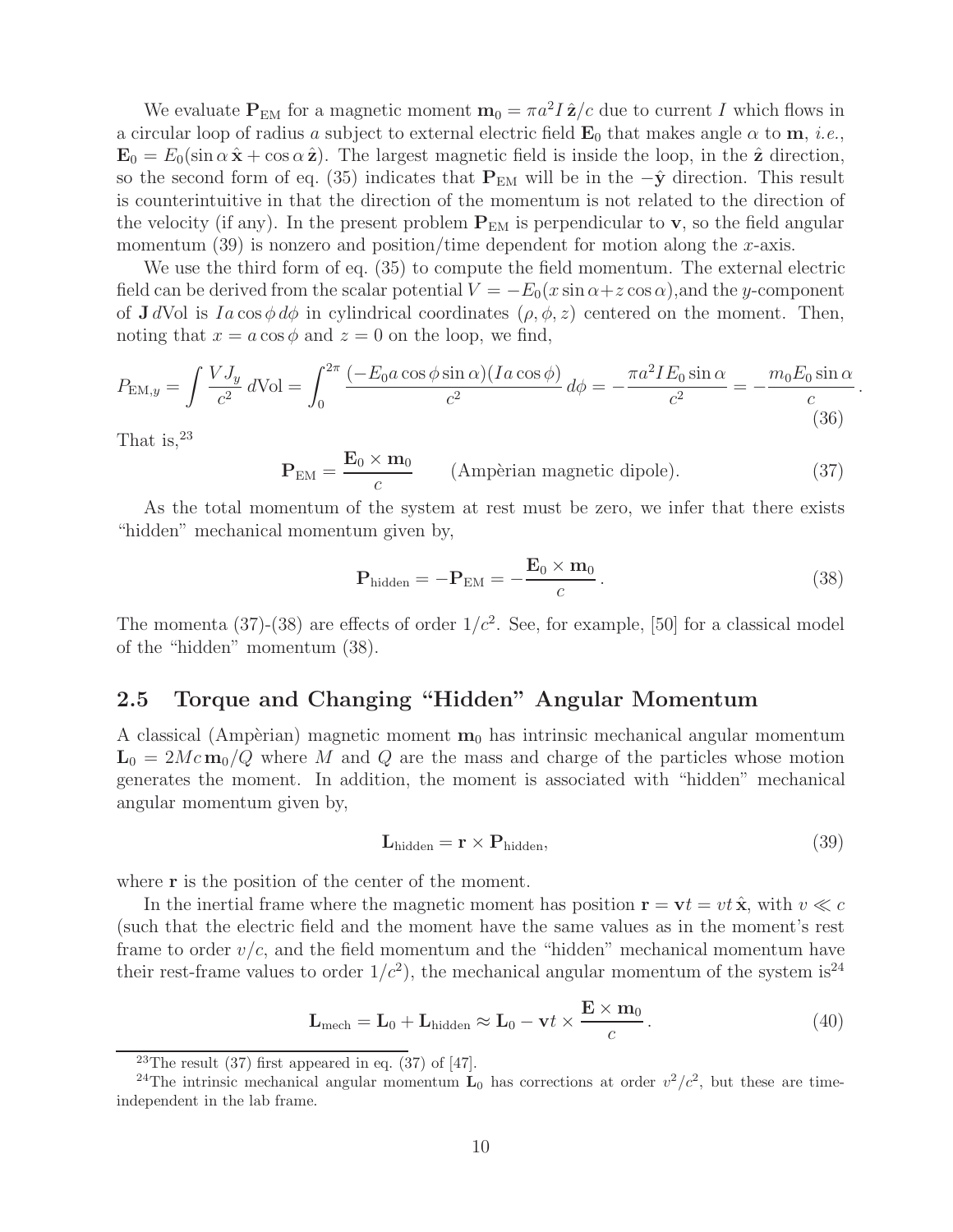We evaluate $\mathbf{P}_{\rm EM}$ for a magnetic moment $\mathbf{m}_0 = \pi a^2 I\,\hat{\mathbf{z}}/c$ due to current $I$ which flows in a circular loop of radius $a$ subject to external electric field $\mathbf{E}_0$ that makes angle $\alpha$ to $\mathbf{m}$, *i.e.*, $\mathbf{E}_0 = E_0(\sin\alpha\,\hat{\mathbf{x}} + \cos\alpha\,\hat{\mathbf{z}})$. The largest magnetic field is inside the loop, in the $\hat{\mathbf{z}}$ direction, so the second form of eq. (35) indicates that $\mathbf{P}_{\rm EM}$ will be in the $-\hat{\mathbf{y}}$ direction. This result is counterintuitive in that the direction of the momentum is not related to the direction of the velocity (if any). In the present problem $\mathbf{P}_{\rm EM}$ is perpendicular to $\mathbf{v}$, so the field angular momentum (39) is nonzero and position/time dependent for motion along the $x$-axis.

We use the third form of eq. (35) to compute the field momentum. The external electric field can be derived from the scalar potential $V = -E_0(x\sin\alpha + z\cos\alpha)$,and the $y$-component of $\mathbf{J}\,d\mathrm{Vol}$ is $Ia\cos\phi\,d\phi$ in cylindrical coordinates $(\rho,\phi,z)$ centered on the moment. Then, noting that $x = a\cos\phi$ and $z = 0$ on the loop, we find,

$$
P_{{\rm EM},y} = \int \frac{VJ_y}{c^2}\,d\mathrm{Vol} = \int_0^{2\pi} \frac{(-E_0 a\cos\phi\sin\alpha)(Ia\cos\phi)}{c^2}\,d\phi = -\frac{\pi a^2 I E_0 \sin\alpha}{c^2} = -\frac{m_0 E_0\sin\alpha}{c}\,. \tag{36}
$$

That is,[23]

$$
\mathbf{P}_{\rm EM} = \frac{\mathbf{E}_0 \times \mathbf{m}_0}{c} \qquad \text{(Ampèrian magnetic dipole)}. \tag{37}
$$

As the total momentum of the system at rest must be zero, we infer that there exists "hidden" mechanical momentum given by,

$$
\mathbf{P}_{\rm hidden} = -\mathbf{P}_{\rm EM} = -\frac{\mathbf{E}_0 \times \mathbf{m}_0}{c}\,. \tag{38}
$$

The momenta (37)-(38) are effects of order $1/c^2$. See, for example, [50] for a classical model of the "hidden" momentum (38).

## 2.5 Torque and Changing "Hidden" Angular Momentum

A classical (Ampèrian) magnetic moment $\mathbf{m}_0$ has intrinsic mechanical angular momentum $\mathbf{L}_0 = 2Mc\,\mathbf{m}_0/Q$ where $M$ and $Q$ are the mass and charge of the particles whose motion generates the moment. In addition, the moment is associated with "hidden" mechanical angular momentum given by,

$$
\mathbf{L}_{\rm hidden} = \mathbf{r} \times \mathbf{P}_{\rm hidden}, \tag{39}
$$

where $\mathbf{r}$ is the position of the center of the moment.

In the inertial frame where the magnetic moment has position $\mathbf{r} = \mathbf{v}t = vt\,\hat{\mathbf{x}}$, with $v \ll c$ (such that the electric field and the moment have the same values as in the moment's rest frame to order $v/c$, and the field momentum and the "hidden" mechanical momentum have their rest-frame values to order $1/c^2$), the mechanical angular momentum of the system is[24]

$$
\mathbf{L}_{\rm mech} = \mathbf{L}_0 + \mathbf{L}_{\rm hidden} \approx \mathbf{L}_0 - \mathbf{v}t \times \frac{\mathbf{E} \times \mathbf{m}_0}{c}\,. \tag{40}
$$

[23] The result (37) first appeared in eq. (37) of [47].

[24] The intrinsic mechanical angular momentum $\mathbf{L}_0$ has corrections at order $v^2/c^2$, but these are time-independent in the lab frame.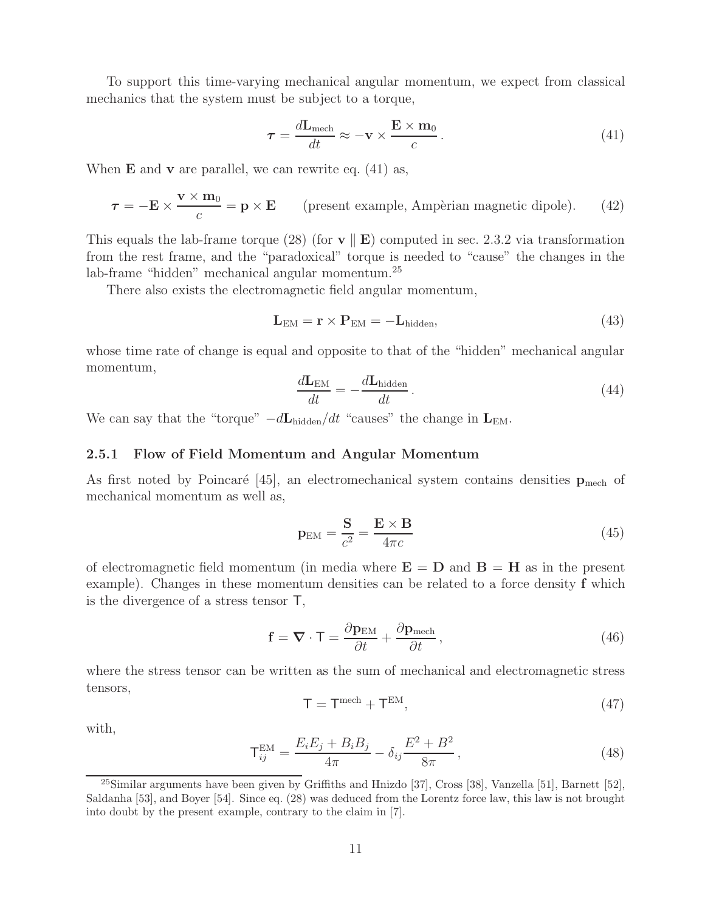To support this time-varying mechanical angular momentum, we expect from classical mechanics that the system must be subject to a torque,

$$\boldsymbol{\tau} = \frac{d\mathbf{L}_{\rm mech}}{dt} \approx -\mathbf{v} \times \frac{\mathbf{E} \times \mathbf{m}_0}{c}. \tag{41}$$

When $\mathbf{E}$ and $\mathbf{v}$ are parallel, we can rewrite eq. (41) as,

$$\boldsymbol{\tau} = -\mathbf{E} \times \frac{\mathbf{v} \times \mathbf{m}_0}{c} = \mathbf{p} \times \mathbf{E} \qquad \text{(present example, Ampèrian magnetic dipole).} \tag{42}$$

This equals the lab-frame torque (28) (for $\mathbf{v} \parallel \mathbf{E}$) computed in sec. 2.3.2 via transformation from the rest frame, and the "paradoxical" torque is needed to "cause" the changes in the lab-frame "hidden" mechanical angular momentum.[25]

There also exists the electromagnetic field angular momentum,

$$\mathbf{L}_{\rm EM} = \mathbf{r} \times \mathbf{P}_{\rm EM} = -\mathbf{L}_{\rm hidden}, \tag{43}$$

whose time rate of change is equal and opposite to that of the "hidden" mechanical angular momentum,

$$\frac{d\mathbf{L}_{\rm EM}}{dt} = -\frac{d\mathbf{L}_{\rm hidden}}{dt}. \tag{44}$$

We can say that the "torque" $-d\mathbf{L}_{\rm hidden}/dt$ "causes" the change in $\mathbf{L}_{\rm EM}$.

### 2.5.1 Flow of Field Momentum and Angular Momentum

As first noted by Poincaré [45], an electromechanical system contains densities $\mathbf{p}_{\rm mech}$ of mechanical momentum as well as,

$$\mathbf{p}_{\rm EM} = \frac{\mathbf{S}}{c^2} = \frac{\mathbf{E} \times \mathbf{B}}{4\pi c} \tag{45}$$

of electromagnetic field momentum (in media where $\mathbf{E} = \mathbf{D}$ and $\mathbf{B} = \mathbf{H}$ as in the present example). Changes in these momentum densities can be related to a force density $\mathbf{f}$ which is the divergence of a stress tensor $\mathsf{T}$,

$$\mathbf{f} = \boldsymbol{\nabla} \cdot \mathsf{T} = \frac{\partial \mathbf{p}_{\rm EM}}{\partial t} + \frac{\partial \mathbf{p}_{\rm mech}}{\partial t}, \tag{46}$$

where the stress tensor can be written as the sum of mechanical and electromagnetic stress tensors,

$$\mathsf{T} = \mathsf{T}^{\rm mech} + \mathsf{T}^{\rm EM}, \tag{47}$$

with,

$$\mathsf{T}_{ij}^{\rm EM} = \frac{E_i E_j + B_i B_j}{4\pi} - \delta_{ij} \frac{E^2 + B^2}{8\pi}, \tag{48}$$

[25] Similar arguments have been given by Griffiths and Hnizdo [37], Cross [38], Vanzella [51], Barnett [52], Saldanha [53], and Boyer [54]. Since eq. (28) was deduced from the Lorentz force law, this law is not brought into doubt by the present example, contrary to the claim in [7].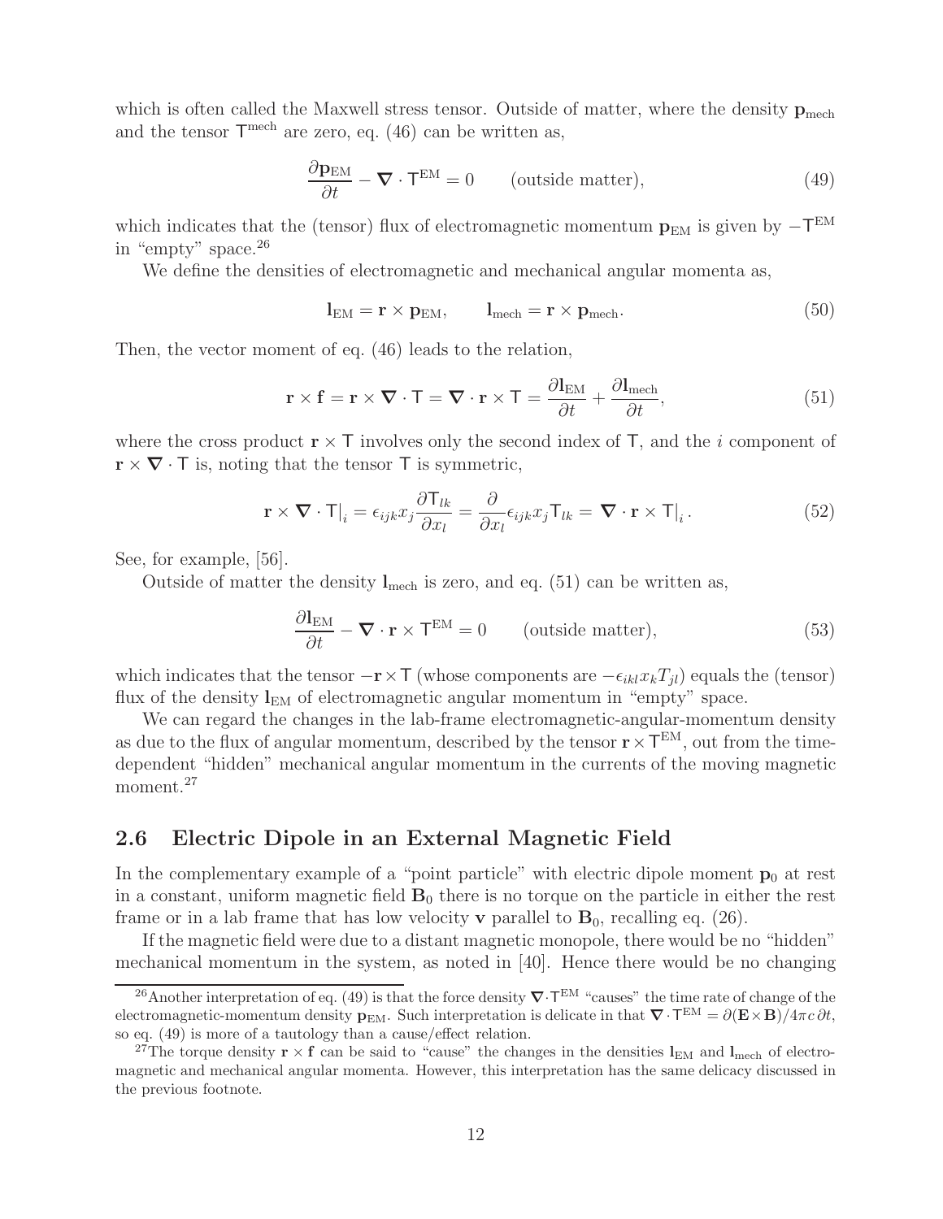which is often called the Maxwell stress tensor. Outside of matter, where the density $\mathbf{p}_{\rm mech}$ and the tensor $\mathsf{T}^{\rm mech}$ are zero, eq. (46) can be written as,

$$\frac{\partial \mathbf{p}_{\rm EM}}{\partial t} - \boldsymbol{\nabla} \cdot \mathsf{T}^{\rm EM} = 0 \qquad \text{(outside matter)}, \tag{49}$$

which indicates that the (tensor) flux of electromagnetic momentum $\mathbf{p}_{\rm EM}$ is given by $-\mathsf{T}^{\rm EM}$ in "empty" space.[26]

We define the densities of electromagnetic and mechanical angular momenta as,

$$\mathbf{l}_{\rm EM} = \mathbf{r} \times \mathbf{p}_{\rm EM}, \qquad \mathbf{l}_{\rm mech} = \mathbf{r} \times \mathbf{p}_{\rm mech}. \tag{50}$$

Then, the vector moment of eq. (46) leads to the relation,

$$\mathbf{r} \times \mathbf{f} = \mathbf{r} \times \boldsymbol{\nabla} \cdot \mathsf{T} = \boldsymbol{\nabla} \cdot \mathbf{r} \times \mathsf{T} = \frac{\partial \mathbf{l}_{\rm EM}}{\partial t} + \frac{\partial \mathbf{l}_{\rm mech}}{\partial t}, \tag{51}$$

where the cross product $\mathbf{r} \times \mathsf{T}$ involves only the second index of $\mathsf{T}$, and the $i$ component of $\mathbf{r} \times \boldsymbol{\nabla} \cdot \mathsf{T}$ is, noting that the tensor $\mathsf{T}$ is symmetric,

$$\mathbf{r} \times \boldsymbol{\nabla} \cdot \mathsf{T}\big|_i = \epsilon_{ijk} x_j \frac{\partial \mathsf{T}_{lk}}{\partial x_l} = \frac{\partial}{\partial x_l} \epsilon_{ijk} x_j \mathsf{T}_{lk} = \boldsymbol{\nabla} \cdot \mathbf{r} \times \mathsf{T}\big|_i . \tag{52}$$

See, for example, [56].

Outside of matter the density $\mathbf{l}_{\rm mech}$ is zero, and eq. (51) can be written as,

$$\frac{\partial \mathbf{l}_{\rm EM}}{\partial t} - \boldsymbol{\nabla} \cdot \mathbf{r} \times \mathsf{T}^{\rm EM} = 0 \qquad \text{(outside matter)}, \tag{53}$$

which indicates that the tensor $-\mathbf{r} \times \mathsf{T}$ (whose components are $-\epsilon_{ikl} x_k T_{jl}$) equals the (tensor) flux of the density $\mathbf{l}_{\rm EM}$ of electromagnetic angular momentum in "empty" space.

We can regard the changes in the lab-frame electromagnetic-angular-momentum density as due to the flux of angular momentum, described by the tensor $\mathbf{r} \times \mathsf{T}^{\rm EM}$, out from the time-dependent "hidden" mechanical angular momentum in the currents of the moving magnetic moment.[27]

## 2.6 Electric Dipole in an External Magnetic Field

In the complementary example of a "point particle" with electric dipole moment $\mathbf{p}_0$ at rest in a constant, uniform magnetic field $\mathbf{B}_0$ there is no torque on the particle in either the rest frame or in a lab frame that has low velocity $\mathbf{v}$ parallel to $\mathbf{B}_0$, recalling eq. (26).

If the magnetic field were due to a distant magnetic monopole, there would be no "hidden" mechanical momentum in the system, as noted in [40]. Hence there would be no changing

---

[26] Another interpretation of eq. (49) is that the force density $\boldsymbol{\nabla} \cdot \mathsf{T}^{\rm EM}$ "causes" the time rate of change of the electromagnetic-momentum density $\mathbf{p}_{\rm EM}$. Such interpretation is delicate in that $\boldsymbol{\nabla} \cdot \mathsf{T}^{\rm EM} = \partial(\mathbf{E} \times \mathbf{B})/4\pi c\, \partial t$, so eq. (49) is more of a tautology than a cause/effect relation.

[27] The torque density $\mathbf{r} \times \mathbf{f}$ can be said to "cause" the changes in the densities $\mathbf{l}_{\rm EM}$ and $\mathbf{l}_{\rm mech}$ of electromagnetic and mechanical angular momenta. However, this interpretation has the same delicacy discussed in the previous footnote.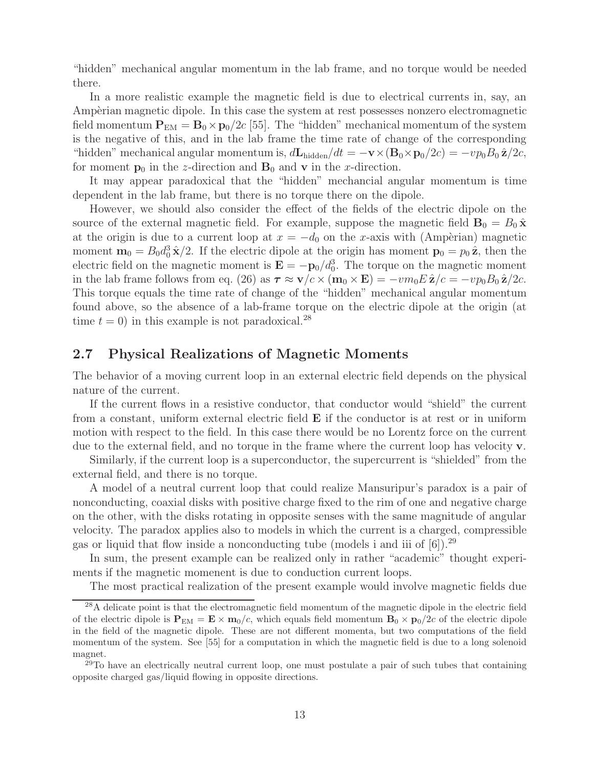"hidden" mechanical angular momentum in the lab frame, and no torque would be needed there.

In a more realistic example the magnetic field is due to electrical currents in, say, an Ampèrian magnetic dipole. In this case the system at rest possesses nonzero electromagnetic field momentum $\mathbf{P}_{\rm EM} = \mathbf{B}_0 \times \mathbf{p}_0/2c$ [55]. The "hidden" mechanical momentum of the system is the negative of this, and in the lab frame the time rate of change of the corresponding "hidden" mechanical angular momentum is, $d\mathbf{L}_{\rm hidden}/dt = -\mathbf{v} \times (\mathbf{B}_0 \times \mathbf{p}_0/2c) = -vp_0 B_0\, \hat{\mathbf{z}}/2c$, for moment $\mathbf{p}_0$ in the $z$-direction and $\mathbf{B}_0$ and $\mathbf{v}$ in the $x$-direction.

It may appear paradoxical that the "hidden" mechancial angular momentum is time dependent in the lab frame, but there is no torque there on the dipole.

However, we should also consider the effect of the fields of the electric dipole on the source of the external magnetic field. For example, suppose the magnetic field $\mathbf{B}_0 = B_0\, \hat{\mathbf{x}}$ at the origin is due to a current loop at $x = -d_0$ on the $x$-axis with (Ampèrian) magnetic moment $\mathbf{m}_0 = B_0 d_0^3\, \hat{\mathbf{x}}/2$. If the electric dipole at the origin has moment $\mathbf{p}_0 = p_0\, \hat{\mathbf{z}}$, then the electric field on the magnetic moment is $\mathbf{E} = -\mathbf{p}_0/d_0^3$. The torque on the magnetic moment in the lab frame follows from eq. (26) as $\boldsymbol{\tau} \approx \mathbf{v}/c \times (\mathbf{m}_0 \times \mathbf{E}) = -vm_0 E\, \hat{\mathbf{z}}/c = -vp_0 B_0\, \hat{\mathbf{z}}/2c$. This torque equals the time rate of change of the "hidden" mechanical angular momentum found above, so the absence of a lab-frame torque on the electric dipole at the origin (at time $t = 0$) in this example is not paradoxical.[28]

## 2.7 Physical Realizations of Magnetic Moments

The behavior of a moving current loop in an external electric field depends on the physical nature of the current.

If the current flows in a resistive conductor, that conductor would "shield" the current from a constant, uniform external electric field $\mathbf{E}$ if the conductor is at rest or in uniform motion with respect to the field. In this case there would be no Lorentz force on the current due to the external field, and no torque in the frame where the current loop has velocity $\mathbf{v}$.

Similarly, if the current loop is a superconductor, the supercurrent is "shielded" from the external field, and there is no torque.

A model of a neutral current loop that could realize Mansuripur's paradox is a pair of nonconducting, coaxial disks with positive charge fixed to the rim of one and negative charge on the other, with the disks rotating in opposite senses with the same magnitude of angular velocity. The paradox applies also to models in which the current is a charged, compressible gas or liquid that flow inside a nonconducting tube (models i and iii of [6]).[29]

In sum, the present example can be realized only in rather "academic" thought experiments if the magnetic momenent is due to conduction current loops.

The most practical realization of the present example would involve magnetic fields due

---

[28] A delicate point is that the electromagnetic field momentum of the magnetic dipole in the electric field of the electric dipole is $\mathbf{P}_{\rm EM} = \mathbf{E} \times \mathbf{m}_0/c$, which equals field momentum $\mathbf{B}_0 \times \mathbf{p}_0/2c$ of the electric dipole in the field of the magnetic dipole. These are not different momenta, but two computations of the field momentum of the system. See [55] for a computation in which the magnetic field is due to a long solenoid magnet.

[29] To have an electrically neutral current loop, one must postulate a pair of such tubes that containing opposite charged gas/liquid flowing in opposite directions.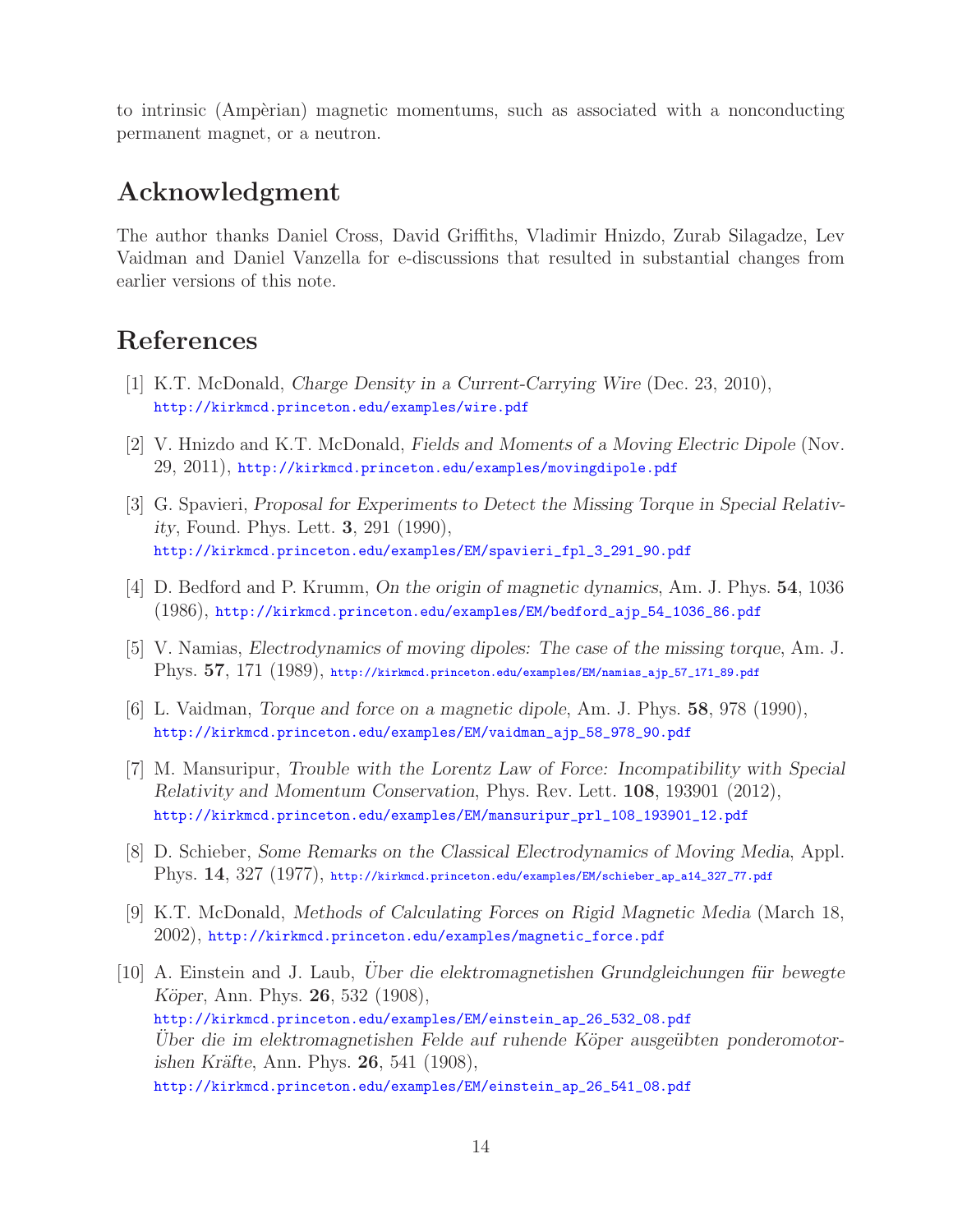to intrinsic (Ampèrian) magnetic momentums, such as associated with a nonconducting permanent magnet, or a neutron.

## Acknowledgment

The author thanks Daniel Cross, David Griffiths, Vladimir Hnizdo, Zurab Silagadze, Lev Vaidman and Daniel Vanzella for e-discussions that resulted in substantial changes from earlier versions of this note.

## References

[1] K.T. McDonald, *Charge Density in a Current-Carrying Wire* (Dec. 23, 2010), http://kirkmcd.princeton.edu/examples/wire.pdf

[2] V. Hnizdo and K.T. McDonald, *Fields and Moments of a Moving Electric Dipole* (Nov. 29, 2011), http://kirkmcd.princeton.edu/examples/movingdipole.pdf

[3] G. Spavieri, *Proposal for Experiments to Detect the Missing Torque in Special Relativity*, Found. Phys. Lett. **3**, 291 (1990), http://kirkmcd.princeton.edu/examples/EM/spavieri_fpl_3_291_90.pdf

[4] D. Bedford and P. Krumm, *On the origin of magnetic dynamics*, Am. J. Phys. **54**, 1036 (1986), http://kirkmcd.princeton.edu/examples/EM/bedford_ajp_54_1036_86.pdf

[5] V. Namias, *Electrodynamics of moving dipoles: The case of the missing torque*, Am. J. Phys. **57**, 171 (1989), http://kirkmcd.princeton.edu/examples/EM/namias_ajp_57_171_89.pdf

[6] L. Vaidman, *Torque and force on a magnetic dipole*, Am. J. Phys. **58**, 978 (1990), http://kirkmcd.princeton.edu/examples/EM/vaidman_ajp_58_978_90.pdf

[7] M. Mansuripur, *Trouble with the Lorentz Law of Force: Incompatibility with Special Relativity and Momentum Conservation*, Phys. Rev. Lett. **108**, 193901 (2012), http://kirkmcd.princeton.edu/examples/EM/mansuripur_prl_108_193901_12.pdf

[8] D. Schieber, *Some Remarks on the Classical Electrodynamics of Moving Media*, Appl. Phys. **14**, 327 (1977), http://kirkmcd.princeton.edu/examples/EM/schieber_ap_a14_327_77.pdf

[9] K.T. McDonald, *Methods of Calculating Forces on Rigid Magnetic Media* (March 18, 2002), http://kirkmcd.princeton.edu/examples/magnetic_force.pdf

[10] A. Einstein and J. Laub, *Über die elektromagnetishen Grundgleichungen für bewegte Köper*, Ann. Phys. **26**, 532 (1908), http://kirkmcd.princeton.edu/examples/EM/einstein_ap_26_532_08.pdf
*Über die im elektromagnetishen Felde auf ruhende Köper ausgeübten ponderomotorishen Kräfte*, Ann. Phys. **26**, 541 (1908), http://kirkmcd.princeton.edu/examples/EM/einstein_ap_26_541_08.pdf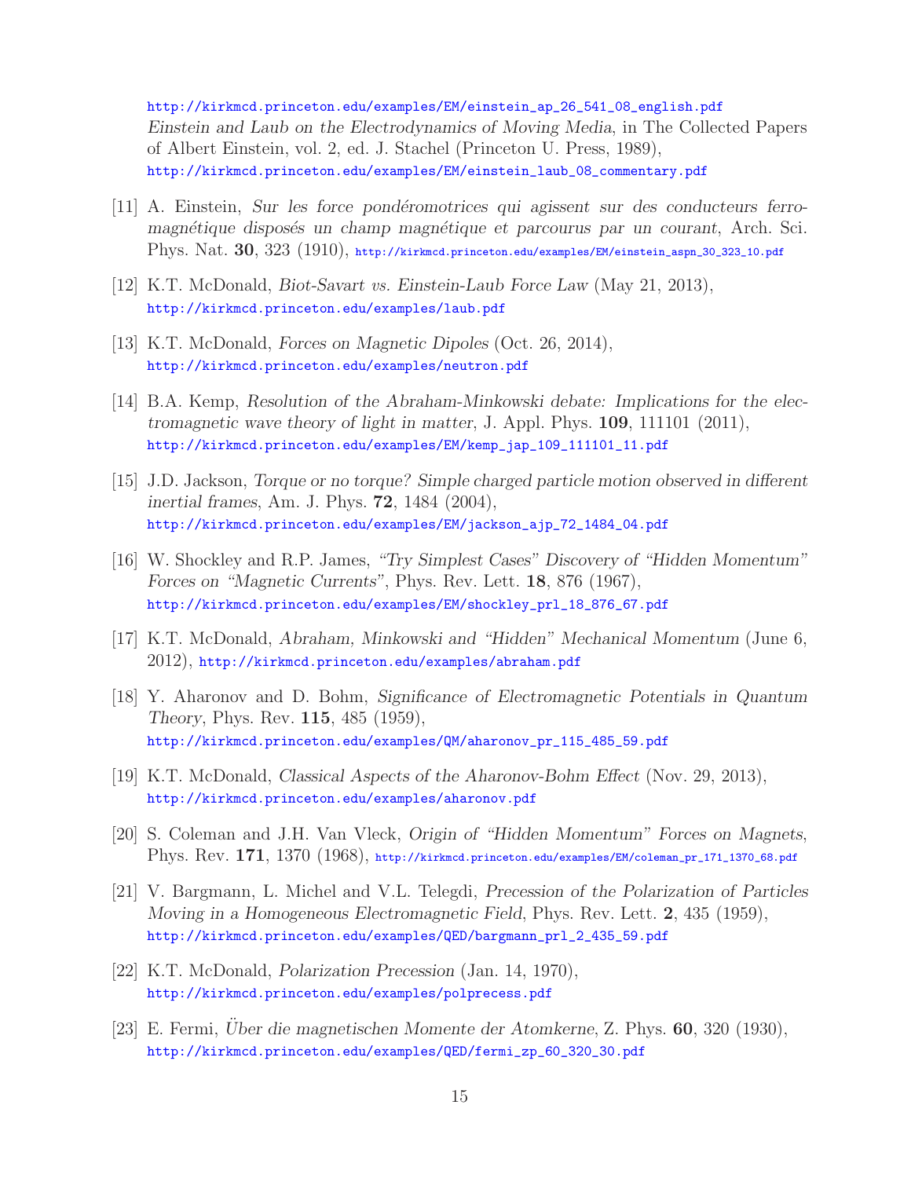http://kirkmcd.princeton.edu/examples/EM/einstein_ap_26_541_08_english.pdf
*Einstein and Laub on the Electrodynamics of Moving Media*, in The Collected Papers of Albert Einstein, vol. 2, ed. J. Stachel (Princeton U. Press, 1989),
http://kirkmcd.princeton.edu/examples/EM/einstein_laub_08_commentary.pdf

[11] A. Einstein, *Sur les force pondéromotrices qui agissent sur des conducteurs ferromagnétique disposés un champ magnétique et parcourus par un courant*, Arch. Sci. Phys. Nat. **30**, 323 (1910), http://kirkmcd.princeton.edu/examples/EM/einstein_aspn_30_323_10.pdf

[12] K.T. McDonald, *Biot-Savart vs. Einstein-Laub Force Law* (May 21, 2013),
http://kirkmcd.princeton.edu/examples/laub.pdf

[13] K.T. McDonald, *Forces on Magnetic Dipoles* (Oct. 26, 2014),
http://kirkmcd.princeton.edu/examples/neutron.pdf

[14] B.A. Kemp, *Resolution of the Abraham-Minkowski debate: Implications for the electromagnetic wave theory of light in matter*, J. Appl. Phys. **109**, 111101 (2011),
http://kirkmcd.princeton.edu/examples/EM/kemp_jap_109_111101_11.pdf

[15] J.D. Jackson, *Torque or no torque? Simple charged particle motion observed in different inertial frames*, Am. J. Phys. **72**, 1484 (2004),
http://kirkmcd.princeton.edu/examples/EM/jackson_ajp_72_1484_04.pdf

[16] W. Shockley and R.P. James, *"Try Simplest Cases" Discovery of "Hidden Momentum" Forces on "Magnetic Currents"*, Phys. Rev. Lett. **18**, 876 (1967),
http://kirkmcd.princeton.edu/examples/EM/shockley_prl_18_876_67.pdf

[17] K.T. McDonald, *Abraham, Minkowski and "Hidden" Mechanical Momentum* (June 6, 2012), http://kirkmcd.princeton.edu/examples/abraham.pdf

[18] Y. Aharonov and D. Bohm, *Significance of Electromagnetic Potentials in Quantum Theory*, Phys. Rev. **115**, 485 (1959),
http://kirkmcd.princeton.edu/examples/QM/aharonov_pr_115_485_59.pdf

[19] K.T. McDonald, *Classical Aspects of the Aharonov-Bohm Effect* (Nov. 29, 2013),
http://kirkmcd.princeton.edu/examples/aharonov.pdf

[20] S. Coleman and J.H. Van Vleck, *Origin of "Hidden Momentum" Forces on Magnets*, Phys. Rev. **171**, 1370 (1968), http://kirkmcd.princeton.edu/examples/EM/coleman_pr_171_1370_68.pdf

[21] V. Bargmann, L. Michel and V.L. Telegdi, *Precession of the Polarization of Particles Moving in a Homogeneous Electromagnetic Field*, Phys. Rev. Lett. **2**, 435 (1959),
http://kirkmcd.princeton.edu/examples/QED/bargmann_prl_2_435_59.pdf

[22] K.T. McDonald, *Polarization Precession* (Jan. 14, 1970),
http://kirkmcd.princeton.edu/examples/polprecess.pdf

[23] E. Fermi, *Über die magnetischen Momente der Atomkerne*, Z. Phys. **60**, 320 (1930),
http://kirkmcd.princeton.edu/examples/QED/fermi_zp_60_320_30.pdf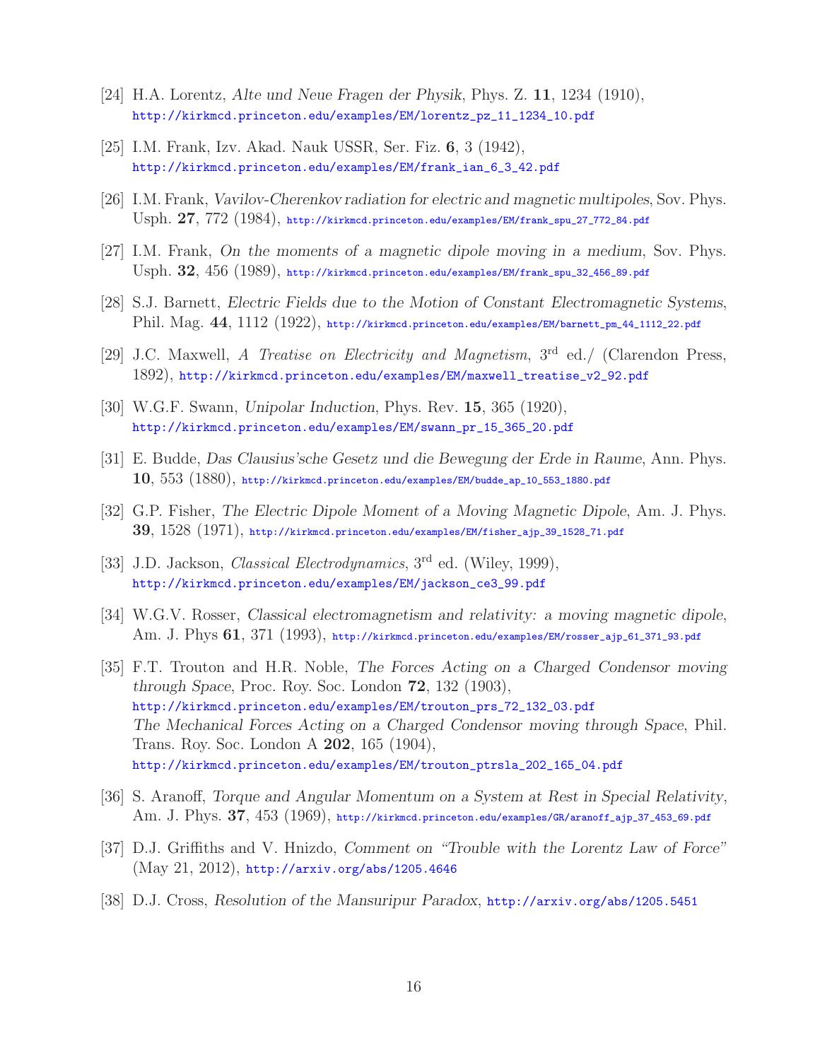[24] H.A. Lorentz, *Alte und Neue Fragen der Physik*, Phys. Z. **11**, 1234 (1910), http://kirkmcd.princeton.edu/examples/EM/lorentz_pz_11_1234_10.pdf

[25] I.M. Frank, Izv. Akad. Nauk USSR, Ser. Fiz. **6**, 3 (1942), http://kirkmcd.princeton.edu/examples/EM/frank_ian_6_3_42.pdf

[26] I.M. Frank, *Vavilov-Cherenkov radiation for electric and magnetic multipoles*, Sov. Phys. Usph. **27**, 772 (1984), http://kirkmcd.princeton.edu/examples/EM/frank_spu_27_772_84.pdf

[27] I.M. Frank, *On the moments of a magnetic dipole moving in a medium*, Sov. Phys. Usph. **32**, 456 (1989), http://kirkmcd.princeton.edu/examples/EM/frank_spu_32_456_89.pdf

[28] S.J. Barnett, *Electric Fields due to the Motion of Constant Electromagnetic Systems*, Phil. Mag. **44**, 1112 (1922), http://kirkmcd.princeton.edu/examples/EM/barnett_pm_44_1112_22.pdf

[29] J.C. Maxwell, *A Treatise on Electricity and Magnetism*, 3[rd] ed./ (Clarendon Press, 1892), http://kirkmcd.princeton.edu/examples/EM/maxwell_treatise_v2_92.pdf

[30] W.G.F. Swann, *Unipolar Induction*, Phys. Rev. **15**, 365 (1920), http://kirkmcd.princeton.edu/examples/EM/swann_pr_15_365_20.pdf

[31] E. Budde, *Das Clausius'sche Gesetz und die Bewegung der Erde in Raume*, Ann. Phys. **10**, 553 (1880), http://kirkmcd.princeton.edu/examples/EM/budde_ap_10_553_1880.pdf

[32] G.P. Fisher, *The Electric Dipole Moment of a Moving Magnetic Dipole*, Am. J. Phys. **39**, 1528 (1971), http://kirkmcd.princeton.edu/examples/EM/fisher_ajp_39_1528_71.pdf

[33] J.D. Jackson, *Classical Electrodynamics*, 3[rd] ed. (Wiley, 1999), http://kirkmcd.princeton.edu/examples/EM/jackson_ce3_99.pdf

[34] W.G.V. Rosser, *Classical electromagnetism and relativity: a moving magnetic dipole*, Am. J. Phys **61**, 371 (1993), http://kirkmcd.princeton.edu/examples/EM/rosser_ajp_61_371_93.pdf

[35] F.T. Trouton and H.R. Noble, *The Forces Acting on a Charged Condensor moving through Space*, Proc. Roy. Soc. London **72**, 132 (1903), http://kirkmcd.princeton.edu/examples/EM/trouton_prs_72_132_03.pdf
*The Mechanical Forces Acting on a Charged Condensor moving through Space*, Phil. Trans. Roy. Soc. London A **202**, 165 (1904), http://kirkmcd.princeton.edu/examples/EM/trouton_ptrsla_202_165_04.pdf

[36] S. Aranoff, *Torque and Angular Momentum on a System at Rest in Special Relativity*, Am. J. Phys. **37**, 453 (1969), http://kirkmcd.princeton.edu/examples/GR/aranoff_ajp_37_453_69.pdf

[37] D.J. Griffiths and V. Hnizdo, *Comment on "Trouble with the Lorentz Law of Force"* (May 21, 2012), http://arxiv.org/abs/1205.4646

[38] D.J. Cross, *Resolution of the Mansuripur Paradox*, http://arxiv.org/abs/1205.5451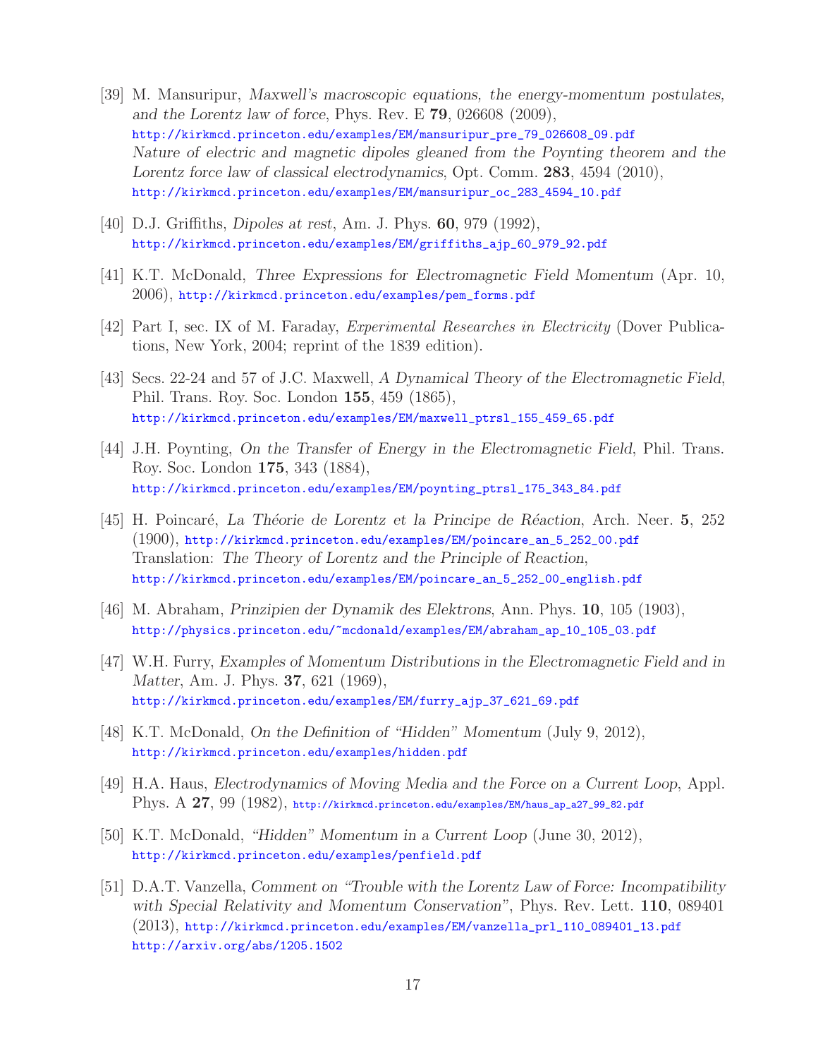[39] M. Mansuripur, *Maxwell's macroscopic equations, the energy-momentum postulates, and the Lorentz law of force*, Phys. Rev. E **79**, 026608 (2009),
http://kirkmcd.princeton.edu/examples/EM/mansuripur_pre_79_026608_09.pdf
*Nature of electric and magnetic dipoles gleaned from the Poynting theorem and the Lorentz force law of classical electrodynamics*, Opt. Comm. **283**, 4594 (2010),
http://kirkmcd.princeton.edu/examples/EM/mansuripur_oc_283_4594_10.pdf

[40] D.J. Griffiths, *Dipoles at rest*, Am. J. Phys. **60**, 979 (1992),
http://kirkmcd.princeton.edu/examples/EM/griffiths_ajp_60_979_92.pdf

[41] K.T. McDonald, *Three Expressions for Electromagnetic Field Momentum* (Apr. 10, 2006), http://kirkmcd.princeton.edu/examples/pem_forms.pdf

[42] Part I, sec. IX of M. Faraday, *Experimental Researches in Electricity* (Dover Publications, New York, 2004; reprint of the 1839 edition).

[43] Secs. 22-24 and 57 of J.C. Maxwell, *A Dynamical Theory of the Electromagnetic Field*, Phil. Trans. Roy. Soc. London **155**, 459 (1865),
http://kirkmcd.princeton.edu/examples/EM/maxwell_ptrsl_155_459_65.pdf

[44] J.H. Poynting, *On the Transfer of Energy in the Electromagnetic Field*, Phil. Trans. Roy. Soc. London **175**, 343 (1884),
http://kirkmcd.princeton.edu/examples/EM/poynting_ptrsl_175_343_84.pdf

[45] H. Poincaré, *La Théorie de Lorentz et la Principe de Réaction*, Arch. Neer. **5**, 252 (1900), http://kirkmcd.princeton.edu/examples/EM/poincare_an_5_252_00.pdf
Translation: *The Theory of Lorentz and the Principle of Reaction*,
http://kirkmcd.princeton.edu/examples/EM/poincare_an_5_252_00_english.pdf

[46] M. Abraham, *Prinzipien der Dynamik des Elektrons*, Ann. Phys. **10**, 105 (1903),
http://physics.princeton.edu/~mcdonald/examples/EM/abraham_ap_10_105_03.pdf

[47] W.H. Furry, *Examples of Momentum Distributions in the Electromagnetic Field and in Matter*, Am. J. Phys. **37**, 621 (1969),
http://kirkmcd.princeton.edu/examples/EM/furry_ajp_37_621_69.pdf

[48] K.T. McDonald, *On the Definition of "Hidden" Momentum* (July 9, 2012),
http://kirkmcd.princeton.edu/examples/hidden.pdf

[49] H.A. Haus, *Electrodynamics of Moving Media and the Force on a Current Loop*, Appl. Phys. A **27**, 99 (1982), http://kirkmcd.princeton.edu/examples/EM/haus_ap_a27_99_82.pdf

[50] K.T. McDonald, *"Hidden" Momentum in a Current Loop* (June 30, 2012),
http://kirkmcd.princeton.edu/examples/penfield.pdf

[51] D.A.T. Vanzella, *Comment on "Trouble with the Lorentz Law of Force: Incompatibility with Special Relativity and Momentum Conservation"*, Phys. Rev. Lett. **110**, 089401 (2013), http://kirkmcd.princeton.edu/examples/EM/vanzella_prl_110_089401_13.pdf
http://arxiv.org/abs/1205.1502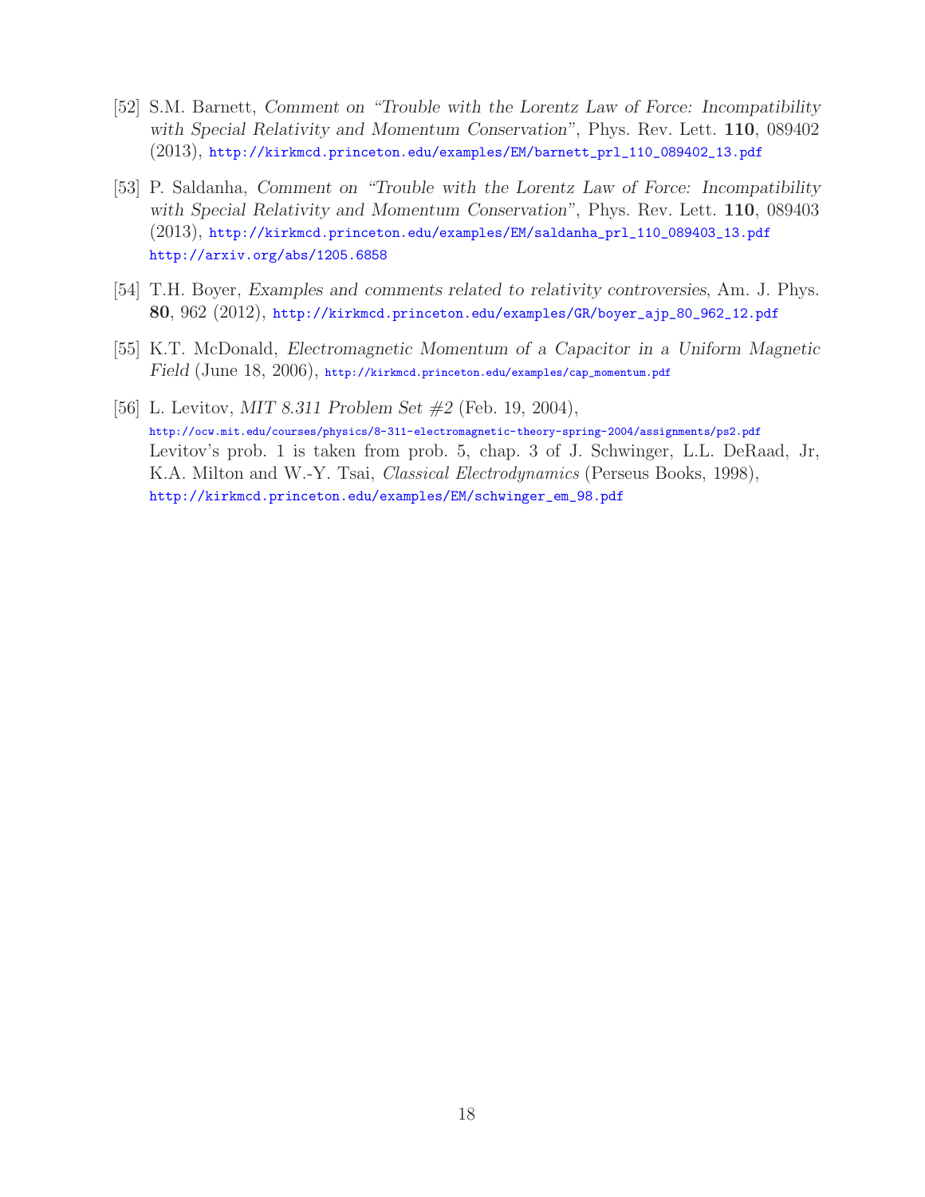[52] S.M. Barnett, *Comment on "Trouble with the Lorentz Law of Force: Incompatibility with Special Relativity and Momentum Conservation"*, Phys. Rev. Lett. **110**, 089402 (2013), http://kirkmcd.princeton.edu/examples/EM/barnett_prl_110_089402_13.pdf

[53] P. Saldanha, *Comment on "Trouble with the Lorentz Law of Force: Incompatibility with Special Relativity and Momentum Conservation"*, Phys. Rev. Lett. **110**, 089403 (2013), http://kirkmcd.princeton.edu/examples/EM/saldanha_prl_110_089403_13.pdf http://arxiv.org/abs/1205.6858

[54] T.H. Boyer, *Examples and comments related to relativity controversies*, Am. J. Phys. **80**, 962 (2012), http://kirkmcd.princeton.edu/examples/GR/boyer_ajp_80_962_12.pdf

[55] K.T. McDonald, *Electromagnetic Momentum of a Capacitor in a Uniform Magnetic Field* (June 18, 2006), http://kirkmcd.princeton.edu/examples/cap_momentum.pdf

[56] L. Levitov, *MIT 8.311 Problem Set #2* (Feb. 19, 2004), http://ocw.mit.edu/courses/physics/8-311-electromagnetic-theory-spring-2004/assignments/ps2.pdf
Levitov's prob. 1 is taken from prob. 5, chap. 3 of J. Schwinger, L.L. DeRaad, Jr, K.A. Milton and W.-Y. Tsai, *Classical Electrodynamics* (Perseus Books, 1998), http://kirkmcd.princeton.edu/examples/EM/schwinger_em_98.pdf